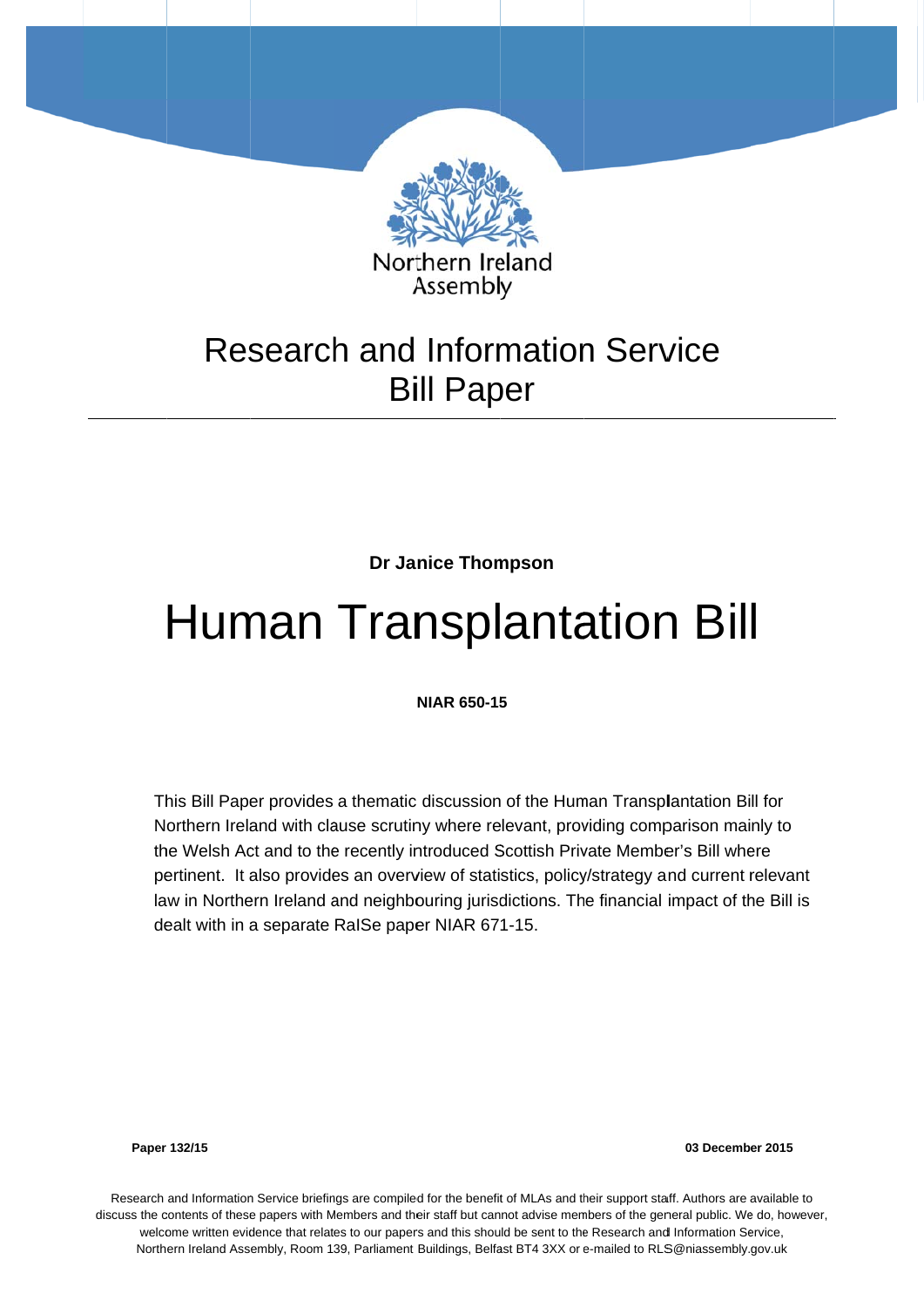Northern Ireland Assembly

# Research and Information Service
# Bill Paper

**Dr Janice Thompson**

# Human Transplantation Bill

**NIAR 650-15**

This Bill Paper provides a thematic discussion of the Human Transplantation Bill for Northern Ireland with clause scrutiny where relevant, providing comparison mainly to the Welsh Act and to the recently introduced Scottish Private Member's Bill where pertinent. It also provides an overview of statistics, policy/strategy and current relevant law in Northern Ireland and neighbouring jurisdictions. The financial impact of the Bill is dealt with in a separate RaISe paper NIAR 671-15.

**Paper 132/15** **03 December 2015**

Research and Information Service briefings are compiled for the benefit of MLAs and their support staff. Authors are available to discuss the contents of these papers with Members and their staff but cannot advise members of the general public. We do, however, welcome written evidence that relates to our papers and this should be sent to the Research and Information Service, Northern Ireland Assembly, Room 139, Parliament Buildings, Belfast BT4 3XX or e-mailed to RLS@niassembly.gov.uk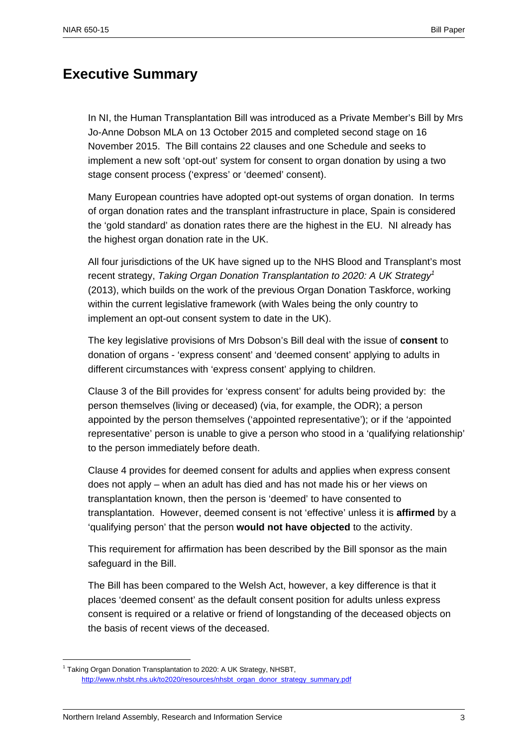# Executive Summary

In NI, the Human Transplantation Bill was introduced as a Private Member's Bill by Mrs Jo-Anne Dobson MLA on 13 October 2015 and completed second stage on 16 November 2015. The Bill contains 22 clauses and one Schedule and seeks to implement a new soft 'opt-out' system for consent to organ donation by using a two stage consent process ('express' or 'deemed' consent).

Many European countries have adopted opt-out systems of organ donation. In terms of organ donation rates and the transplant infrastructure in place, Spain is considered the 'gold standard' as donation rates there are the highest in the EU. NI already has the highest organ donation rate in the UK.

All four jurisdictions of the UK have signed up to the NHS Blood and Transplant's most recent strategy, *Taking Organ Donation Transplantation to 2020: A UK Strategy*[1] (2013), which builds on the work of the previous Organ Donation Taskforce, working within the current legislative framework (with Wales being the only country to implement an opt-out consent system to date in the UK).

The key legislative provisions of Mrs Dobson's Bill deal with the issue of **consent** to donation of organs - 'express consent' and 'deemed consent' applying to adults in different circumstances with 'express consent' applying to children.

Clause 3 of the Bill provides for 'express consent' for adults being provided by: the person themselves (living or deceased) (via, for example, the ODR); a person appointed by the person themselves ('appointed representative'); or if the 'appointed representative' person is unable to give a person who stood in a 'qualifying relationship' to the person immediately before death.

Clause 4 provides for deemed consent for adults and applies when express consent does not apply – when an adult has died and has not made his or her views on transplantation known, then the person is 'deemed' to have consented to transplantation. However, deemed consent is not 'effective' unless it is **affirmed** by a 'qualifying person' that the person **would not have objected** to the activity.

This requirement for affirmation has been described by the Bill sponsor as the main safeguard in the Bill.

The Bill has been compared to the Welsh Act, however, a key difference is that it places 'deemed consent' as the default consent position for adults unless express consent is required or a relative or friend of longstanding of the deceased objects on the basis of recent views of the deceased.

[1] Taking Organ Donation Transplantation to 2020: A UK Strategy, NHSBT, http://www.nhsbt.nhs.uk/to2020/resources/nhsbt_organ_donor_strategy_summary.pdf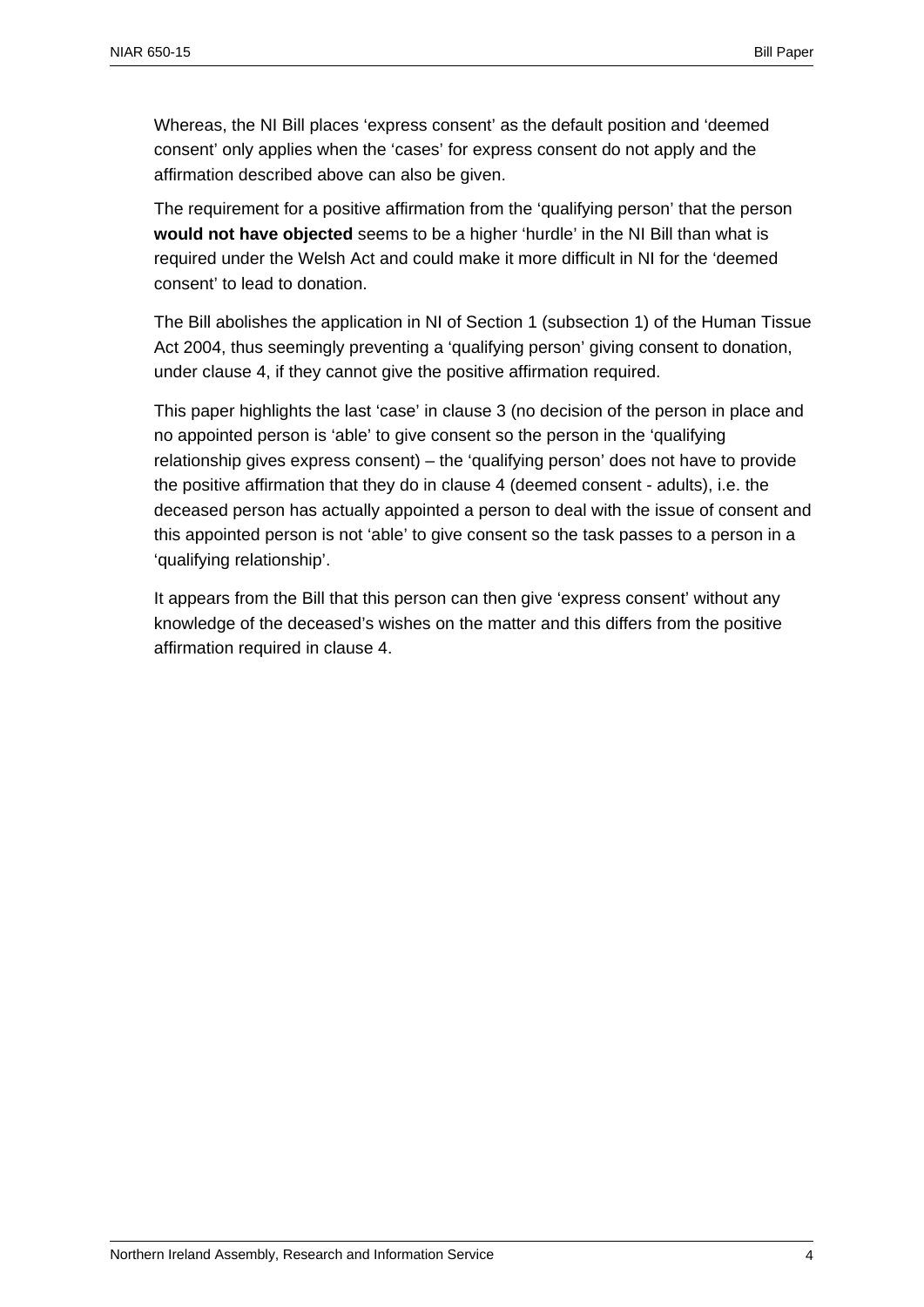Whereas, the NI Bill places 'express consent' as the default position and 'deemed consent' only applies when the 'cases' for express consent do not apply and the affirmation described above can also be given.

The requirement for a positive affirmation from the 'qualifying person' that the person **would not have objected** seems to be a higher 'hurdle' in the NI Bill than what is required under the Welsh Act and could make it more difficult in NI for the 'deemed consent' to lead to donation.

The Bill abolishes the application in NI of Section 1 (subsection 1) of the Human Tissue Act 2004, thus seemingly preventing a 'qualifying person' giving consent to donation, under clause 4, if they cannot give the positive affirmation required.

This paper highlights the last 'case' in clause 3 (no decision of the person in place and no appointed person is 'able' to give consent so the person in the 'qualifying relationship gives express consent) – the 'qualifying person' does not have to provide the positive affirmation that they do in clause 4 (deemed consent - adults), i.e. the deceased person has actually appointed a person to deal with the issue of consent and this appointed person is not 'able' to give consent so the task passes to a person in a 'qualifying relationship'.

It appears from the Bill that this person can then give 'express consent' without any knowledge of the deceased's wishes on the matter and this differs from the positive affirmation required in clause 4.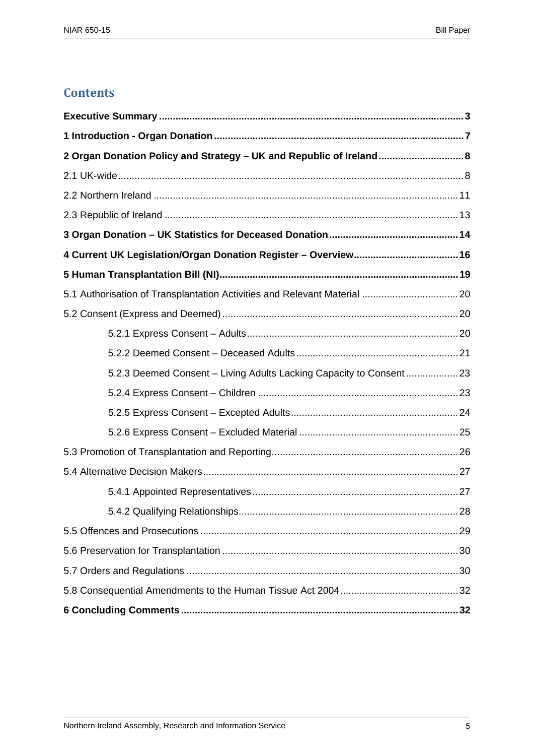## Contents

**Executive Summary** .......... 3

**1 Introduction - Organ Donation** .......... 7

**2 Organ Donation Policy and Strategy – UK and Republic of Ireland** .......... 8

2.1 UK-wide .......... 8

2.2 Northern Ireland .......... 11

2.3 Republic of Ireland .......... 13

**3 Organ Donation – UK Statistics for Deceased Donation** .......... 14

**4 Current UK Legislation/Organ Donation Register – Overview** .......... 16

**5 Human Transplantation Bill (NI)** .......... 19

5.1 Authorisation of Transplantation Activities and Relevant Material .......... 20

5.2 Consent (Express and Deemed) .......... 20

- 5.2.1 Express Consent – Adults .......... 20
- 5.2.2 Deemed Consent – Deceased Adults .......... 21
- 5.2.3 Deemed Consent – Living Adults Lacking Capacity to Consent .......... 23
- 5.2.4 Express Consent – Children .......... 23
- 5.2.5 Express Consent – Excepted Adults .......... 24
- 5.2.6 Express Consent – Excluded Material .......... 25

5.3 Promotion of Transplantation and Reporting .......... 26

5.4 Alternative Decision Makers .......... 27

- 5.4.1 Appointed Representatives .......... 27
- 5.4.2 Qualifying Relationships .......... 28

5.5 Offences and Prosecutions .......... 29

5.6 Preservation for Transplantation .......... 30

5.7 Orders and Regulations .......... 30

5.8 Consequential Amendments to the Human Tissue Act 2004 .......... 32

**6 Concluding Comments** .......... 32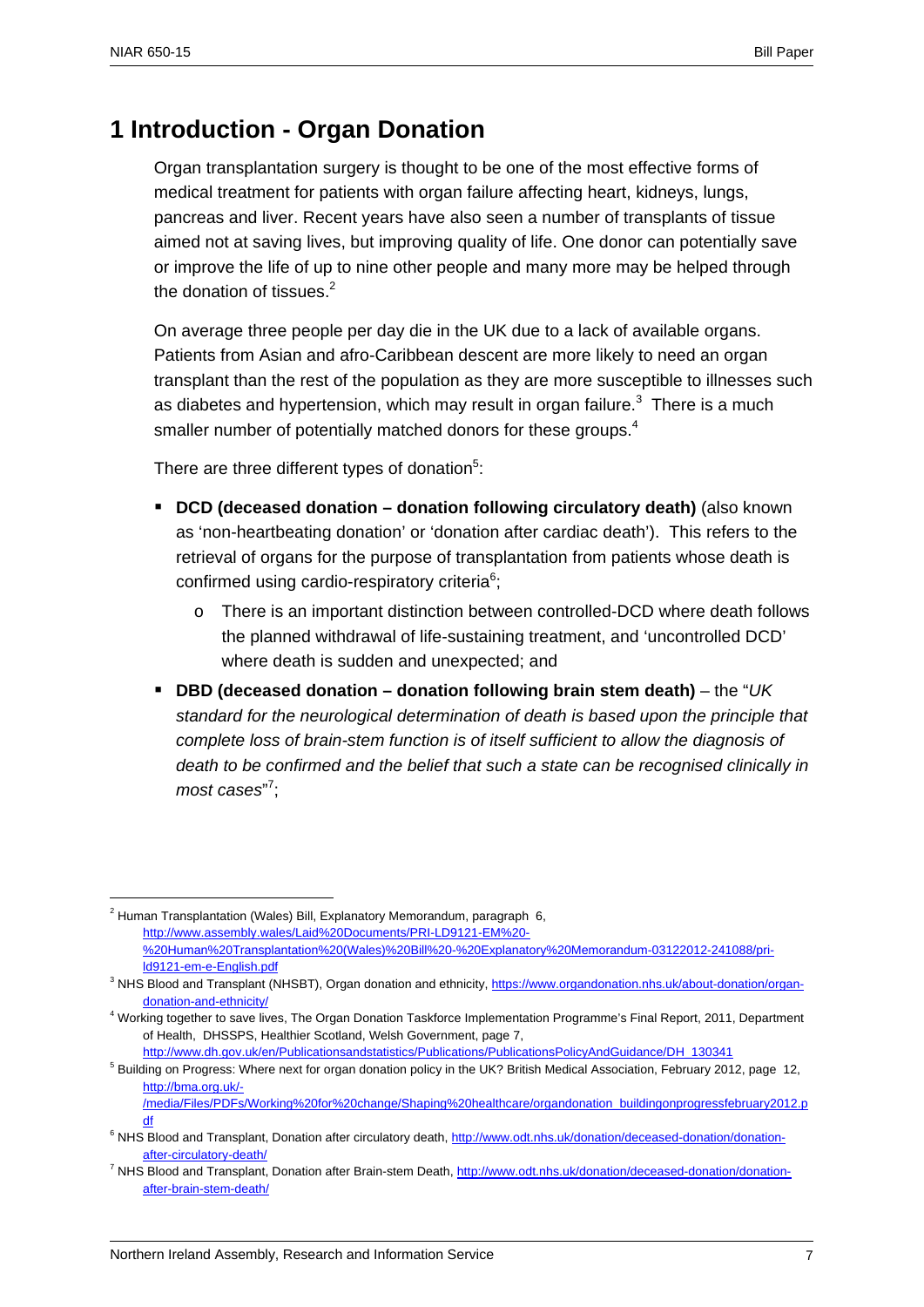# 1 Introduction - Organ Donation

Organ transplantation surgery is thought to be one of the most effective forms of medical treatment for patients with organ failure affecting heart, kidneys, lungs, pancreas and liver. Recent years have also seen a number of transplants of tissue aimed not at saving lives, but improving quality of life. One donor can potentially save or improve the life of up to nine other people and many more may be helped through the donation of tissues.[2]

On average three people per day die in the UK due to a lack of available organs. Patients from Asian and afro-Caribbean descent are more likely to need an organ transplant than the rest of the population as they are more susceptible to illnesses such as diabetes and hypertension, which may result in organ failure.[3] There is a much smaller number of potentially matched donors for these groups.[4]

There are three different types of donation[5]:

- **DCD (deceased donation – donation following circulatory death)** (also known as 'non-heartbeating donation' or 'donation after cardiac death'). This refers to the retrieval of organs for the purpose of transplantation from patients whose death is confirmed using cardio-respiratory criteria[6];
    - There is an important distinction between controlled-DCD where death follows the planned withdrawal of life-sustaining treatment, and 'uncontrolled DCD' where death is sudden and unexpected; and
- **DBD (deceased donation – donation following brain stem death)** – the "*UK standard for the neurological determination of death is based upon the principle that complete loss of brain-stem function is of itself sufficient to allow the diagnosis of death to be confirmed and the belief that such a state can be recognised clinically in most cases*"[7];

---

[2] Human Transplantation (Wales) Bill, Explanatory Memorandum, paragraph 6, http://www.assembly.wales/Laid%20Documents/PRI-LD9121-EM%20-%20Human%20Transplantation%20(Wales)%20Bill%20-%20Explanatory%20Memorandum-03122012-241088/pri-ld9121-em-e-English.pdf

[3] NHS Blood and Transplant (NHSBT), Organ donation and ethnicity, https://www.organdonation.nhs.uk/about-donation/organ-donation-and-ethnicity/

[4] Working together to save lives, The Organ Donation Taskforce Implementation Programme's Final Report, 2011, Department of Health, DHSSPS, Healthier Scotland, Welsh Government, page 7, http://www.dh.gov.uk/en/Publicationsandstatistics/Publications/PublicationsPolicyAndGuidance/DH_130341

[5] Building on Progress: Where next for organ donation policy in the UK? British Medical Association, February 2012, page 12, http://bma.org.uk/-/media/Files/PDFs/Working%20for%20change/Shaping%20healthcare/organdonation_buildingonprogressfebruary2012.pdf

[6] NHS Blood and Transplant, Donation after circulatory death, http://www.odt.nhs.uk/donation/deceased-donation/donation-after-circulatory-death/

[7] NHS Blood and Transplant, Donation after Brain-stem Death, http://www.odt.nhs.uk/donation/deceased-donation/donation-after-brain-stem-death/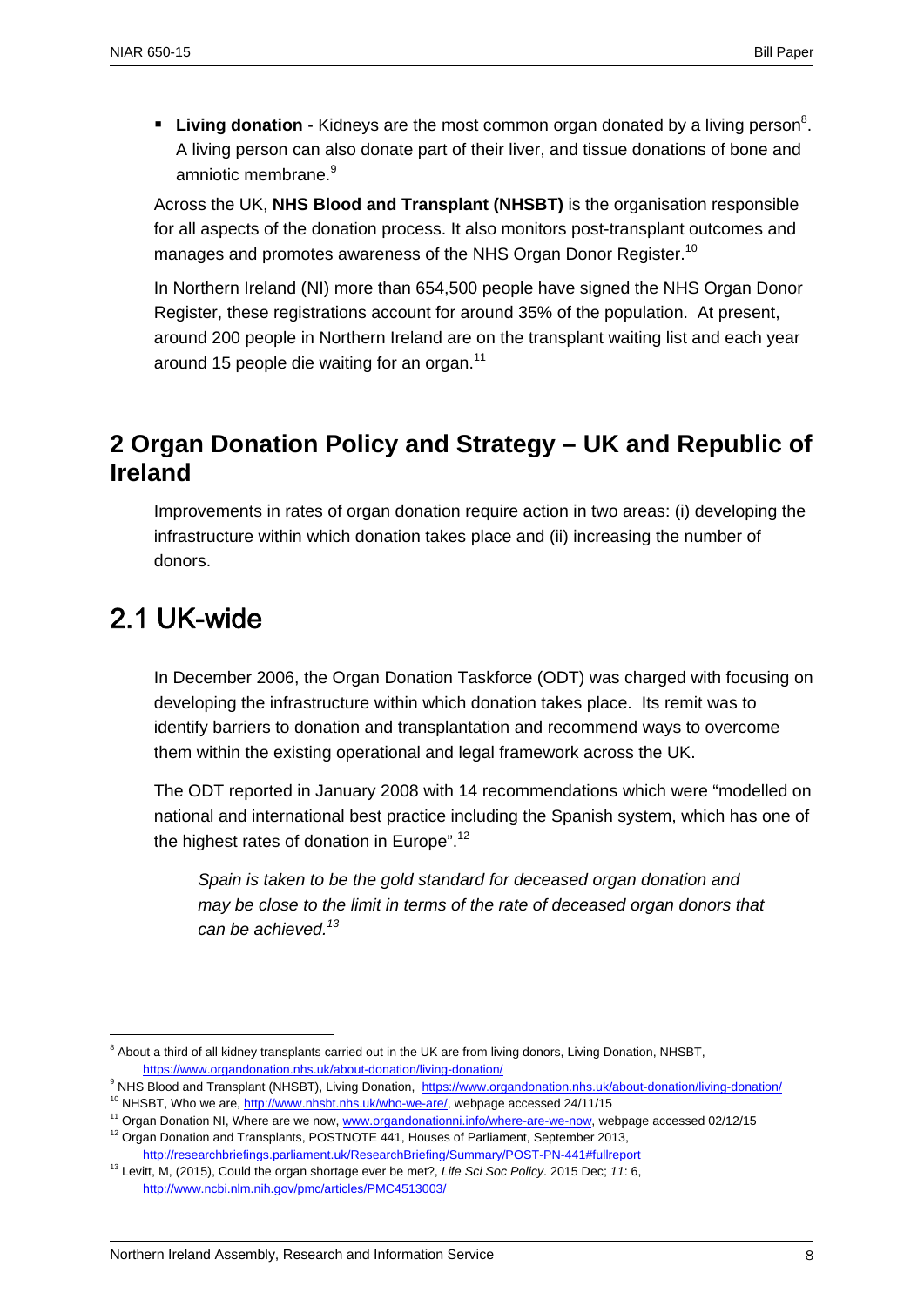- **Living donation** - Kidneys are the most common organ donated by a living person[8]. A living person can also donate part of their liver, and tissue donations of bone and amniotic membrane.[9]

Across the UK, **NHS Blood and Transplant (NHSBT)** is the organisation responsible for all aspects of the donation process. It also monitors post-transplant outcomes and manages and promotes awareness of the NHS Organ Donor Register.[10]

In Northern Ireland (NI) more than 654,500 people have signed the NHS Organ Donor Register, these registrations account for around 35% of the population. At present, around 200 people in Northern Ireland are on the transplant waiting list and each year around 15 people die waiting for an organ.[11]

# 2 Organ Donation Policy and Strategy – UK and Republic of Ireland

Improvements in rates of organ donation require action in two areas: (i) developing the infrastructure within which donation takes place and (ii) increasing the number of donors.

## 2.1 UK-wide

In December 2006, the Organ Donation Taskforce (ODT) was charged with focusing on developing the infrastructure within which donation takes place. Its remit was to identify barriers to donation and transplantation and recommend ways to overcome them within the existing operational and legal framework across the UK.

The ODT reported in January 2008 with 14 recommendations which were "modelled on national and international best practice including the Spanish system, which has one of the highest rates of donation in Europe".[12]

> *Spain is taken to be the gold standard for deceased organ donation and may be close to the limit in terms of the rate of deceased organ donors that can be achieved.*[13]

---

[8] About a third of all kidney transplants carried out in the UK are from living donors, Living Donation, NHSBT, https://www.organdonation.nhs.uk/about-donation/living-donation/

[9] NHS Blood and Transplant (NHSBT), Living Donation, https://www.organdonation.nhs.uk/about-donation/living-donation/

[10] NHSBT, Who we are, http://www.nhsbt.nhs.uk/who-we-are/, webpage accessed 24/11/15

[11] Organ Donation NI, Where are we now, www.organdonationni.info/where-are-we-now, webpage accessed 02/12/15

[12] Organ Donation and Transplants, POSTNOTE 441, Houses of Parliament, September 2013, http://researchbriefings.parliament.uk/ResearchBriefing/Summary/POST-PN-441#fullreport

[13] Levitt, M, (2015), Could the organ shortage ever be met?, *Life Sci Soc Policy*. 2015 Dec; *11*: 6, http://www.ncbi.nlm.nih.gov/pmc/articles/PMC4513003/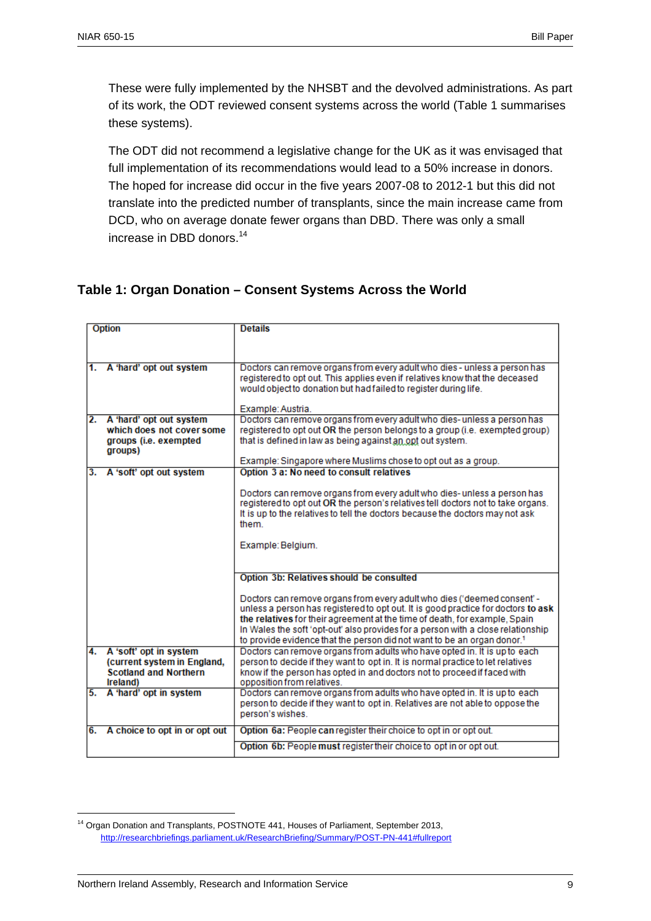These were fully implemented by the NHSBT and the devolved administrations. As part of its work, the ODT reviewed consent systems across the world (Table 1 summarises these systems).

The ODT did not recommend a legislative change for the UK as it was envisaged that full implementation of its recommendations would lead to a 50% increase in donors. The hoped for increase did occur in the five years 2007-08 to 2012-1 but this did not translate into the predicted number of transplants, since the main increase came from DCD, who on average donate fewer organs than DBD. There was only a small increase in DBD donors.[14]

### Table 1: Organ Donation – Consent Systems Across the World

| Option | Details |
|---|---|
| **1. A 'hard' opt out system** | Doctors can remove organs from every adult who dies - unless a person has registered to opt out. This applies even if relatives know that the deceased would object to donation but had failed to register during life.<br><br>Example: Austria. |
| **2. A 'hard' opt out system which does not cover some groups (i.e. exempted groups)** | Doctors can remove organs from every adult who dies- unless a person has registered to opt out **OR** the person belongs to a group (i.e. exempted group) that is defined in law as being against an opt out system.<br><br>Example: Singapore where Muslims chose to opt out as a group. |
| **3. A 'soft' opt out system** | **Option 3 a: No need to consult relatives**<br><br>Doctors can remove organs from every adult who dies- unless a person has registered to opt out **OR** the person's relatives tell doctors not to take organs. It is up to the relatives to tell the doctors because the doctors may not ask them.<br><br>Example: Belgium. |
| | **Option 3b: Relatives should be consulted**<br><br>Doctors can remove organs from every adult who dies ('deemed consent' - unless a person has registered to opt out. It is good practice for doctors **to ask the relatives** for their agreement at the time of death, for example, Spain In Wales the soft 'opt-out' also provides for a person with a close relationship to provide evidence that the person did not want to be an organ donor.[1] |
| **4. A 'soft' opt in system (current system in England, Scotland and Northern Ireland)** | Doctors can remove organs from adults who have opted in. It is up to each person to decide if they want to opt in. It is normal practice to let relatives know if the person has opted in and doctors not to proceed if faced with opposition from relatives. |
| **5. A 'hard' opt in system** | Doctors can remove organs from adults who have opted in. It is up to each person to decide if they want to opt in. Relatives are not able to oppose the person's wishes. |
| **6. A choice to opt in or opt out** | **Option 6a:** People **can** register their choice to opt in or opt out. |
| | **Option 6b:** People **must** register their choice to opt in or opt out. |

[14] Organ Donation and Transplants, POSTNOTE 441, Houses of Parliament, September 2013, http://researchbriefings.parliament.uk/ResearchBriefing/Summary/POST-PN-441#fullreport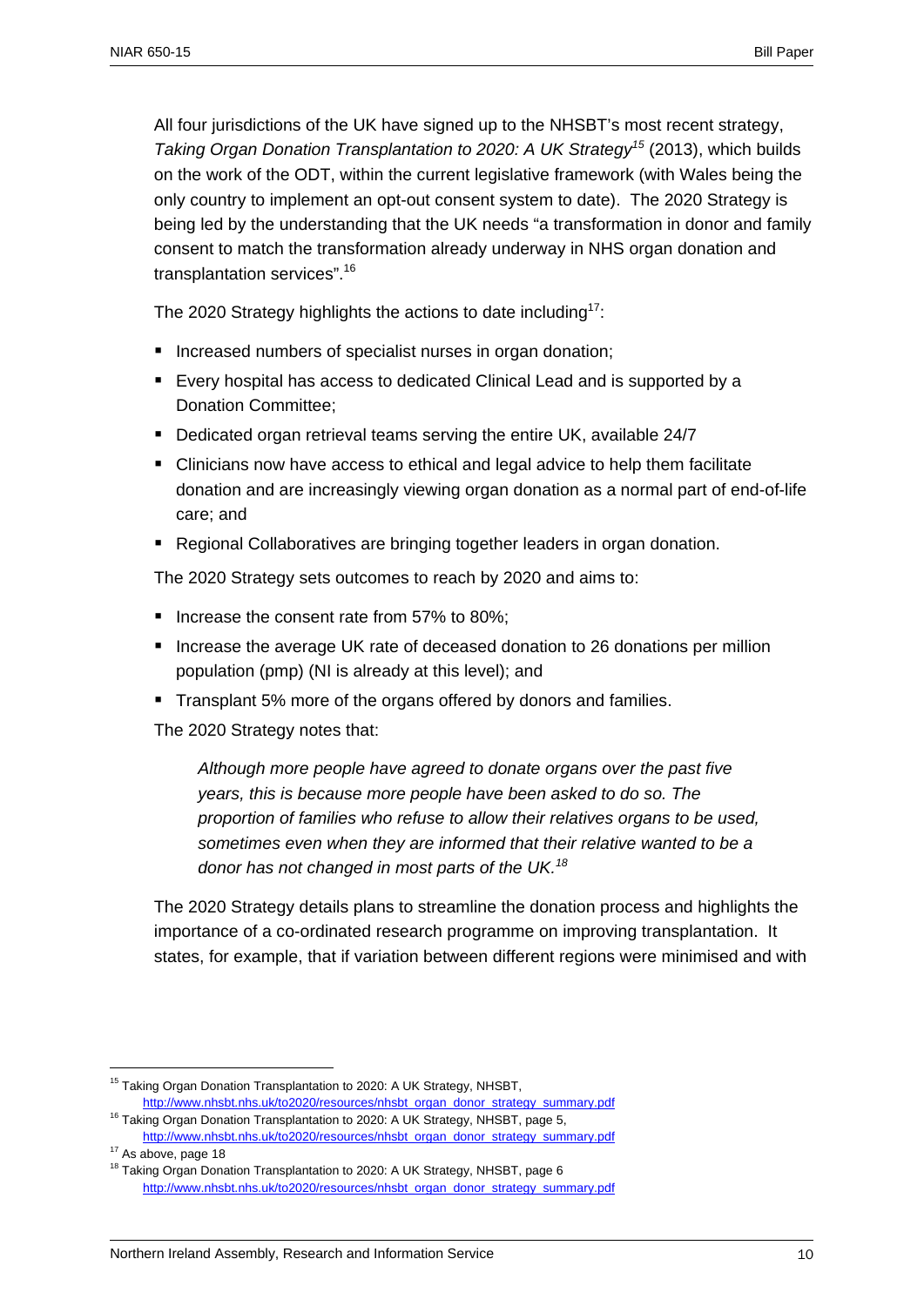All four jurisdictions of the UK have signed up to the NHSBT's most recent strategy, *Taking Organ Donation Transplantation to 2020: A UK Strategy*[15] (2013), which builds on the work of the ODT, within the current legislative framework (with Wales being the only country to implement an opt-out consent system to date). The 2020 Strategy is being led by the understanding that the UK needs "a transformation in donor and family consent to match the transformation already underway in NHS organ donation and transplantation services".[16]

The 2020 Strategy highlights the actions to date including[17]:

- Increased numbers of specialist nurses in organ donation;
- Every hospital has access to dedicated Clinical Lead and is supported by a Donation Committee;
- Dedicated organ retrieval teams serving the entire UK, available 24/7
- Clinicians now have access to ethical and legal advice to help them facilitate donation and are increasingly viewing organ donation as a normal part of end-of-life care; and
- Regional Collaboratives are bringing together leaders in organ donation.

The 2020 Strategy sets outcomes to reach by 2020 and aims to:

- Increase the consent rate from 57% to 80%;
- Increase the average UK rate of deceased donation to 26 donations per million population (pmp) (NI is already at this level); and
- Transplant 5% more of the organs offered by donors and families.

The 2020 Strategy notes that:

> *Although more people have agreed to donate organs over the past five years, this is because more people have been asked to do so. The proportion of families who refuse to allow their relatives organs to be used, sometimes even when they are informed that their relative wanted to be a donor has not changed in most parts of the UK.*[18]

The 2020 Strategy details plans to streamline the donation process and highlights the importance of a co-ordinated research programme on improving transplantation. It states, for example, that if variation between different regions were minimised and with

---

[15] Taking Organ Donation Transplantation to 2020: A UK Strategy, NHSBT, http://www.nhsbt.nhs.uk/to2020/resources/nhsbt_organ_donor_strategy_summary.pdf

[16] Taking Organ Donation Transplantation to 2020: A UK Strategy, NHSBT, page 5, http://www.nhsbt.nhs.uk/to2020/resources/nhsbt_organ_donor_strategy_summary.pdf

[17] As above, page 18

[18] Taking Organ Donation Transplantation to 2020: A UK Strategy, NHSBT, page 6 http://www.nhsbt.nhs.uk/to2020/resources/nhsbt_organ_donor_strategy_summary.pdf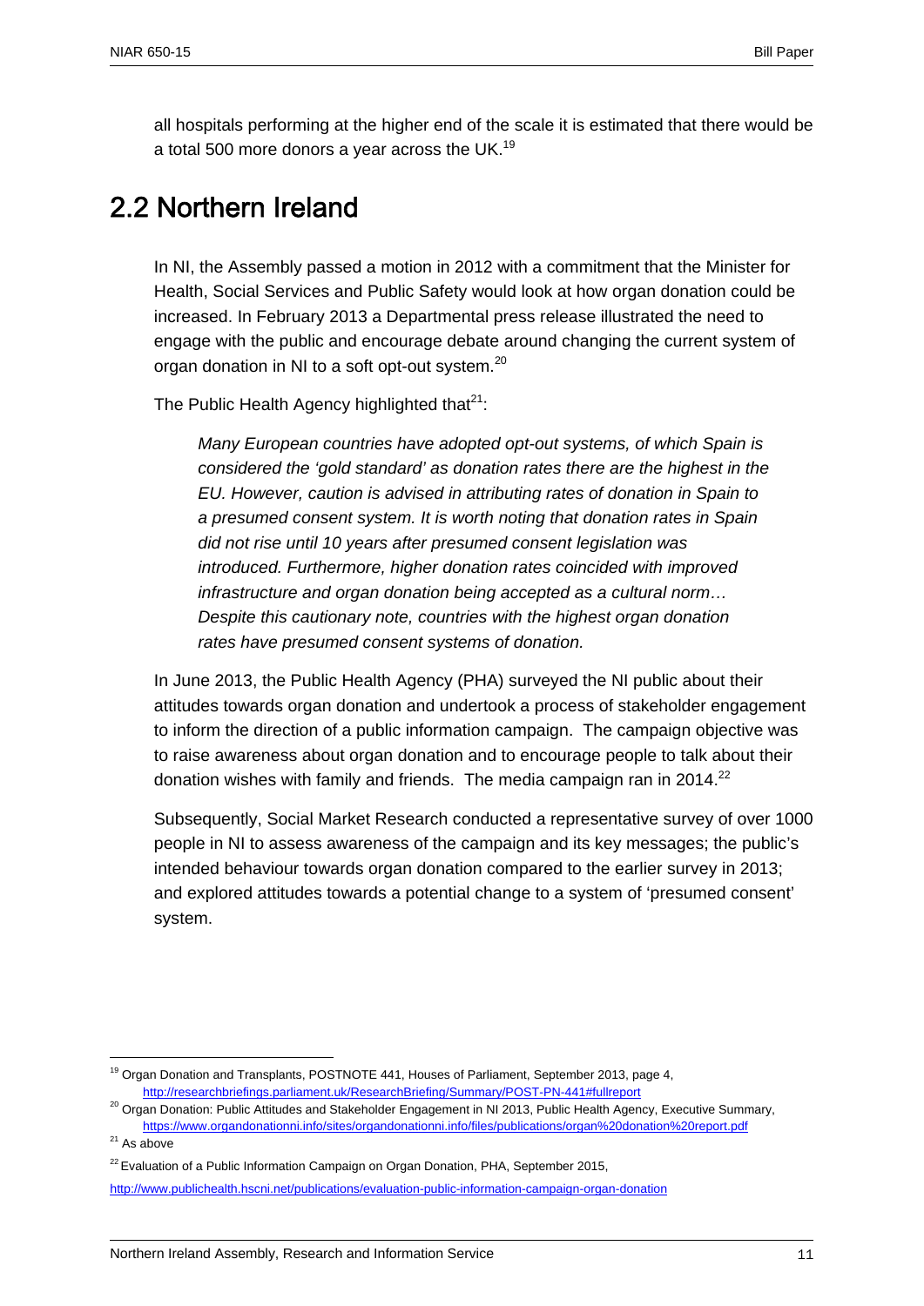all hospitals performing at the higher end of the scale it is estimated that there would be a total 500 more donors a year across the UK.[19]

## 2.2 Northern Ireland

In NI, the Assembly passed a motion in 2012 with a commitment that the Minister for Health, Social Services and Public Safety would look at how organ donation could be increased. In February 2013 a Departmental press release illustrated the need to engage with the public and encourage debate around changing the current system of organ donation in NI to a soft opt-out system.[20]

The Public Health Agency highlighted that[21]:

> *Many European countries have adopted opt-out systems, of which Spain is considered the 'gold standard' as donation rates there are the highest in the EU. However, caution is advised in attributing rates of donation in Spain to a presumed consent system. It is worth noting that donation rates in Spain did not rise until 10 years after presumed consent legislation was introduced. Furthermore, higher donation rates coincided with improved infrastructure and organ donation being accepted as a cultural norm… Despite this cautionary note, countries with the highest organ donation rates have presumed consent systems of donation.*

In June 2013, the Public Health Agency (PHA) surveyed the NI public about their attitudes towards organ donation and undertook a process of stakeholder engagement to inform the direction of a public information campaign. The campaign objective was to raise awareness about organ donation and to encourage people to talk about their donation wishes with family and friends. The media campaign ran in 2014.[22]

Subsequently, Social Market Research conducted a representative survey of over 1000 people in NI to assess awareness of the campaign and its key messages; the public's intended behaviour towards organ donation compared to the earlier survey in 2013; and explored attitudes towards a potential change to a system of 'presumed consent' system.

---

[19] Organ Donation and Transplants, POSTNOTE 441, Houses of Parliament, September 2013, page 4, http://researchbriefings.parliament.uk/ResearchBriefing/Summary/POST-PN-441#fullreport

[20] Organ Donation: Public Attitudes and Stakeholder Engagement in NI 2013, Public Health Agency, Executive Summary, https://www.organdonationni.info/sites/organdonationni.info/files/publications/organ%20donation%20report.pdf

[21] As above

[22] Evaluation of a Public Information Campaign on Organ Donation, PHA, September 2015, http://www.publichealth.hscni.net/publications/evaluation-public-information-campaign-organ-donation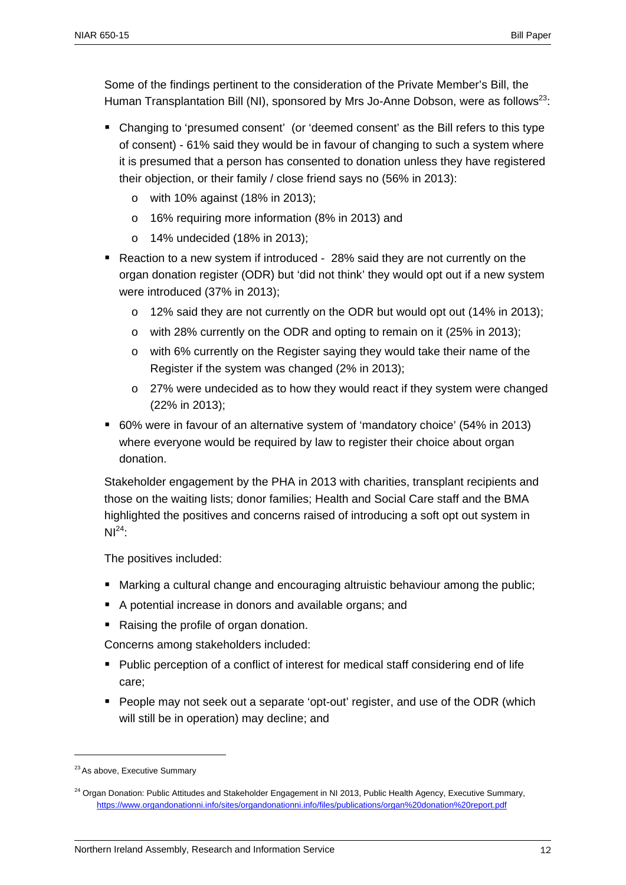Some of the findings pertinent to the consideration of the Private Member's Bill, the Human Transplantation Bill (NI), sponsored by Mrs Jo-Anne Dobson, were as follows[23]:

- Changing to 'presumed consent' (or 'deemed consent' as the Bill refers to this type of consent) - 61% said they would be in favour of changing to such a system where it is presumed that a person has consented to donation unless they have registered their objection, or their family / close friend says no (56% in 2013):
  - with 10% against (18% in 2013);
  - 16% requiring more information (8% in 2013) and
  - 14% undecided (18% in 2013);
- Reaction to a new system if introduced - 28% said they are not currently on the organ donation register (ODR) but 'did not think' they would opt out if a new system were introduced (37% in 2013);
  - 12% said they are not currently on the ODR but would opt out (14% in 2013);
  - with 28% currently on the ODR and opting to remain on it (25% in 2013);
  - with 6% currently on the Register saying they would take their name of the Register if the system was changed (2% in 2013);
  - 27% were undecided as to how they would react if they system were changed (22% in 2013);
- 60% were in favour of an alternative system of 'mandatory choice' (54% in 2013) where everyone would be required by law to register their choice about organ donation.

Stakeholder engagement by the PHA in 2013 with charities, transplant recipients and those on the waiting lists; donor families; Health and Social Care staff and the BMA highlighted the positives and concerns raised of introducing a soft opt out system in NI[24]:

The positives included:

- Marking a cultural change and encouraging altruistic behaviour among the public;
- A potential increase in donors and available organs; and
- Raising the profile of organ donation.

Concerns among stakeholders included:

- Public perception of a conflict of interest for medical staff considering end of life care;
- People may not seek out a separate 'opt-out' register, and use of the ODR (which will still be in operation) may decline; and

---

[23] As above, Executive Summary

[24] Organ Donation: Public Attitudes and Stakeholder Engagement in NI 2013, Public Health Agency, Executive Summary, https://www.organdonationni.info/sites/organdonationni.info/files/publications/organ%20donation%20report.pdf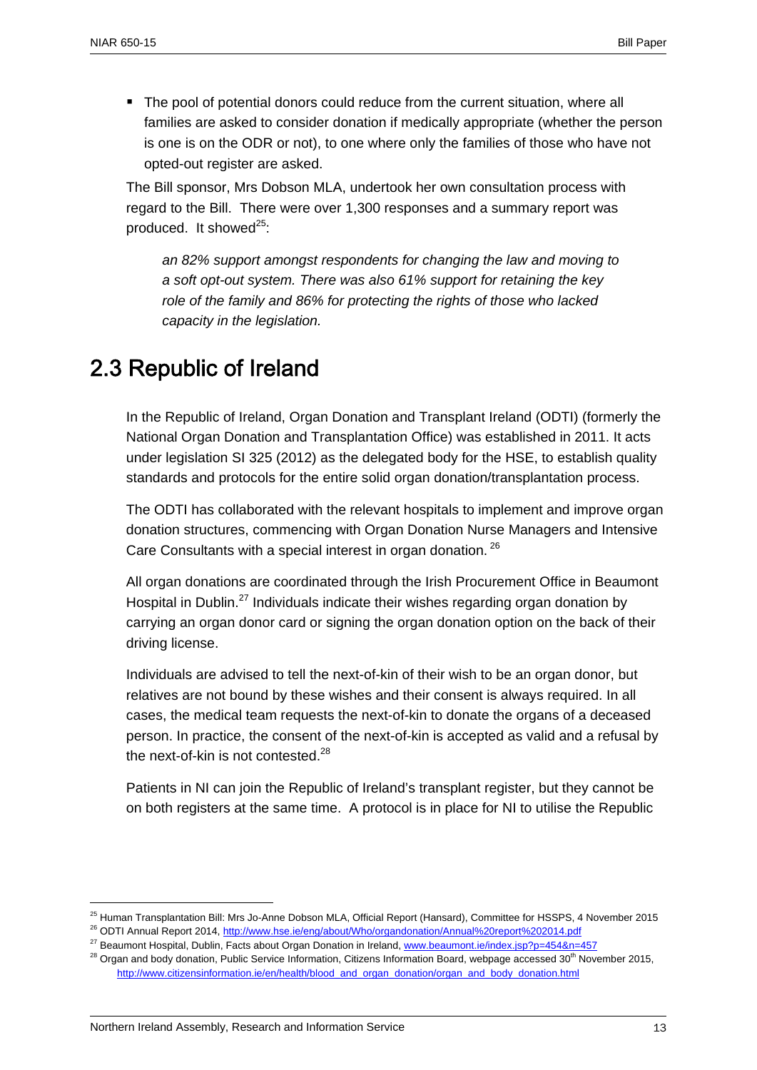- The pool of potential donors could reduce from the current situation, where all families are asked to consider donation if medically appropriate (whether the person is one is on the ODR or not), to one where only the families of those who have not opted-out register are asked.

The Bill sponsor, Mrs Dobson MLA, undertook her own consultation process with regard to the Bill. There were over 1,300 responses and a summary report was produced. It showed[25]:

> *an 82% support amongst respondents for changing the law and moving to a soft opt-out system. There was also 61% support for retaining the key role of the family and 86% for protecting the rights of those who lacked capacity in the legislation.*

## 2.3 Republic of Ireland

In the Republic of Ireland, Organ Donation and Transplant Ireland (ODTI) (formerly the National Organ Donation and Transplantation Office) was established in 2011. It acts under legislation SI 325 (2012) as the delegated body for the HSE, to establish quality standards and protocols for the entire solid organ donation/transplantation process.

The ODTI has collaborated with the relevant hospitals to implement and improve organ donation structures, commencing with Organ Donation Nurse Managers and Intensive Care Consultants with a special interest in organ donation. [26]

All organ donations are coordinated through the Irish Procurement Office in Beaumont Hospital in Dublin.[27] Individuals indicate their wishes regarding organ donation by carrying an organ donor card or signing the organ donation option on the back of their driving license.

Individuals are advised to tell the next-of-kin of their wish to be an organ donor, but relatives are not bound by these wishes and their consent is always required. In all cases, the medical team requests the next-of-kin to donate the organs of a deceased person. In practice, the consent of the next-of-kin is accepted as valid and a refusal by the next-of-kin is not contested.[28]

Patients in NI can join the Republic of Ireland's transplant register, but they cannot be on both registers at the same time. A protocol is in place for NI to utilise the Republic

---

[25] Human Transplantation Bill: Mrs Jo-Anne Dobson MLA, Official Report (Hansard), Committee for HSSPS, 4 November 2015

[26] ODTI Annual Report 2014, http://www.hse.ie/eng/about/Who/organdonation/Annual%20report%202014.pdf

[27] Beaumont Hospital, Dublin, Facts about Organ Donation in Ireland, www.beaumont.ie/index.jsp?p=454&n=457

[28] Organ and body donation, Public Service Information, Citizens Information Board, webpage accessed 30th November 2015, http://www.citizensinformation.ie/en/health/blood_and_organ_donation/organ_and_body_donation.html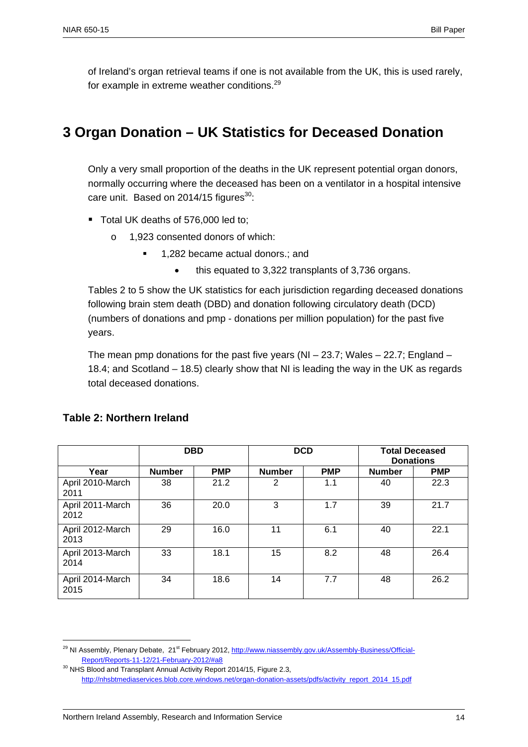of Ireland's organ retrieval teams if one is not available from the UK, this is used rarely, for example in extreme weather conditions.[29]

# 3 Organ Donation – UK Statistics for Deceased Donation

Only a very small proportion of the deaths in the UK represent potential organ donors, normally occurring where the deceased has been on a ventilator in a hospital intensive care unit. Based on 2014/15 figures[30]:

- Total UK deaths of 576,000 led to;
    - 1,923 consented donors of which:
        - 1,282 became actual donors.; and
            - this equated to 3,322 transplants of 3,736 organs.

Tables 2 to 5 show the UK statistics for each jurisdiction regarding deceased donations following brain stem death (DBD) and donation following circulatory death (DCD) (numbers of donations and pmp - donations per million population) for the past five years.

The mean pmp donations for the past five years (NI – 23.7; Wales – 22.7; England – 18.4; and Scotland – 18.5) clearly show that NI is leading the way in the UK as regards total deceased donations.

## Table 2: Northern Ireland

| | DBD | | DCD | | Total Deceased Donations | |
|---|---|---|---|---|---|---|
| Year | Number | PMP | Number | PMP | Number | PMP |
| April 2010-March 2011 | 38 | 21.2 | 2 | 1.1 | 40 | 22.3 |
| April 2011-March 2012 | 36 | 20.0 | 3 | 1.7 | 39 | 21.7 |
| April 2012-March 2013 | 29 | 16.0 | 11 | 6.1 | 40 | 22.1 |
| April 2013-March 2014 | 33 | 18.1 | 15 | 8.2 | 48 | 26.4 |
| April 2014-March 2015 | 34 | 18.6 | 14 | 7.7 | 48 | 26.2 |

[29] NI Assembly, Plenary Debate, 21st February 2012, http://www.niassembly.gov.uk/Assembly-Business/Official-Report/Reports-11-12/21-February-2012/#a8

[30] NHS Blood and Transplant Annual Activity Report 2014/15, Figure 2.3, http://nhsbtmediaservices.blob.core.windows.net/organ-donation-assets/pdfs/activity_report_2014_15.pdf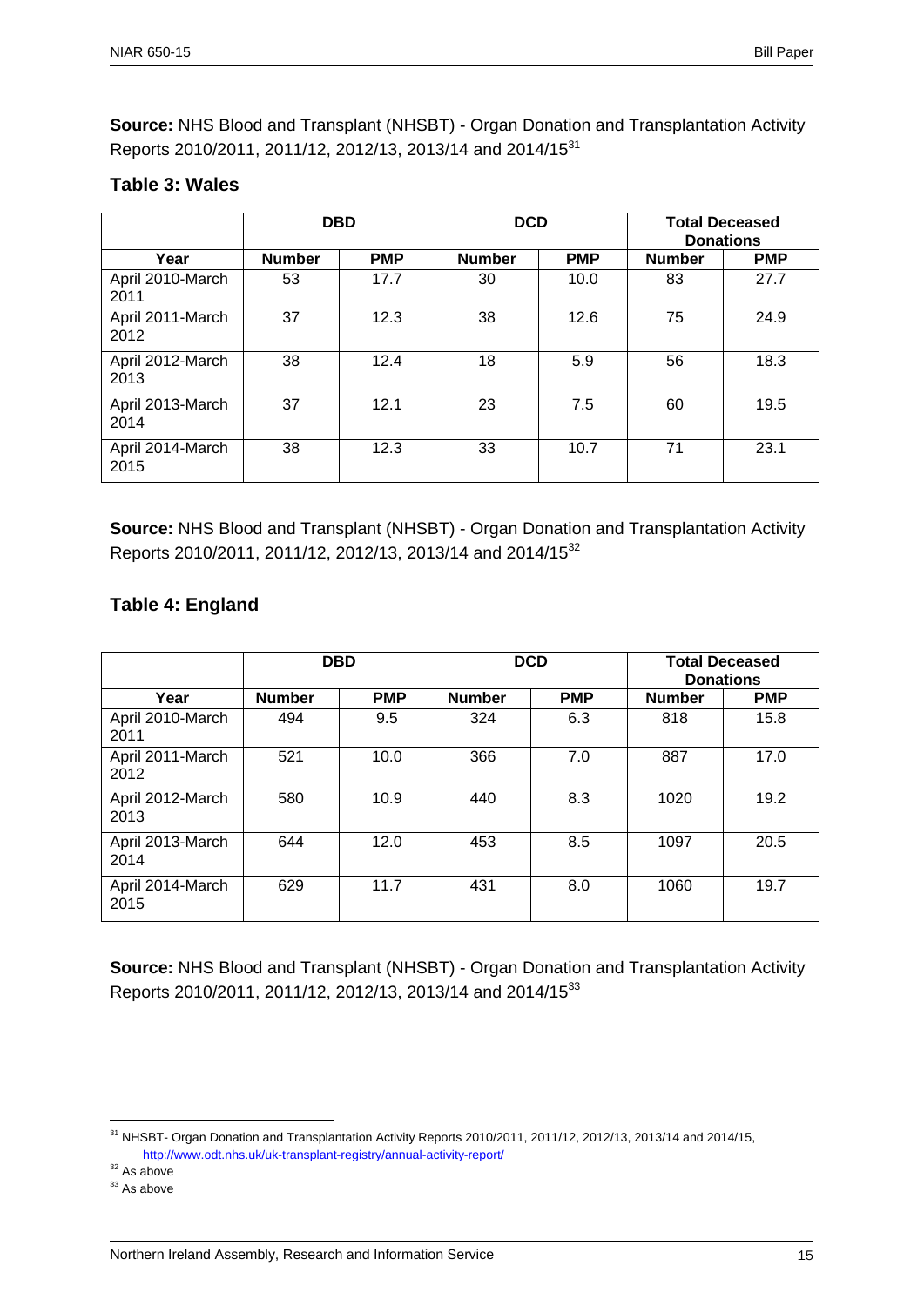**Source:** NHS Blood and Transplant (NHSBT) - Organ Donation and Transplantation Activity Reports 2010/2011, 2011/12, 2012/13, 2013/14 and 2014/15[31]

### Table 3: Wales

| | DBD | | DCD | | Total Deceased Donations | |
|---|---|---|---|---|---|---|
| Year | Number | PMP | Number | PMP | Number | PMP |
| April 2010-March 2011 | 53 | 17.7 | 30 | 10.0 | 83 | 27.7 |
| April 2011-March 2012 | 37 | 12.3 | 38 | 12.6 | 75 | 24.9 |
| April 2012-March 2013 | 38 | 12.4 | 18 | 5.9 | 56 | 18.3 |
| April 2013-March 2014 | 37 | 12.1 | 23 | 7.5 | 60 | 19.5 |
| April 2014-March 2015 | 38 | 12.3 | 33 | 10.7 | 71 | 23.1 |

**Source:** NHS Blood and Transplant (NHSBT) - Organ Donation and Transplantation Activity Reports 2010/2011, 2011/12, 2012/13, 2013/14 and 2014/15[32]

### Table 4: England

| | DBD | | DCD | | Total Deceased Donations | |
|---|---|---|---|---|---|---|
| Year | Number | PMP | Number | PMP | Number | PMP |
| April 2010-March 2011 | 494 | 9.5 | 324 | 6.3 | 818 | 15.8 |
| April 2011-March 2012 | 521 | 10.0 | 366 | 7.0 | 887 | 17.0 |
| April 2012-March 2013 | 580 | 10.9 | 440 | 8.3 | 1020 | 19.2 |
| April 2013-March 2014 | 644 | 12.0 | 453 | 8.5 | 1097 | 20.5 |
| April 2014-March 2015 | 629 | 11.7 | 431 | 8.0 | 1060 | 19.7 |

**Source:** NHS Blood and Transplant (NHSBT) - Organ Donation and Transplantation Activity Reports 2010/2011, 2011/12, 2012/13, 2013/14 and 2014/15[33]

---

[31] NHSBT- Organ Donation and Transplantation Activity Reports 2010/2011, 2011/12, 2012/13, 2013/14 and 2014/15, http://www.odt.nhs.uk/uk-transplant-registry/annual-activity-report/

[32] As above

[33] As above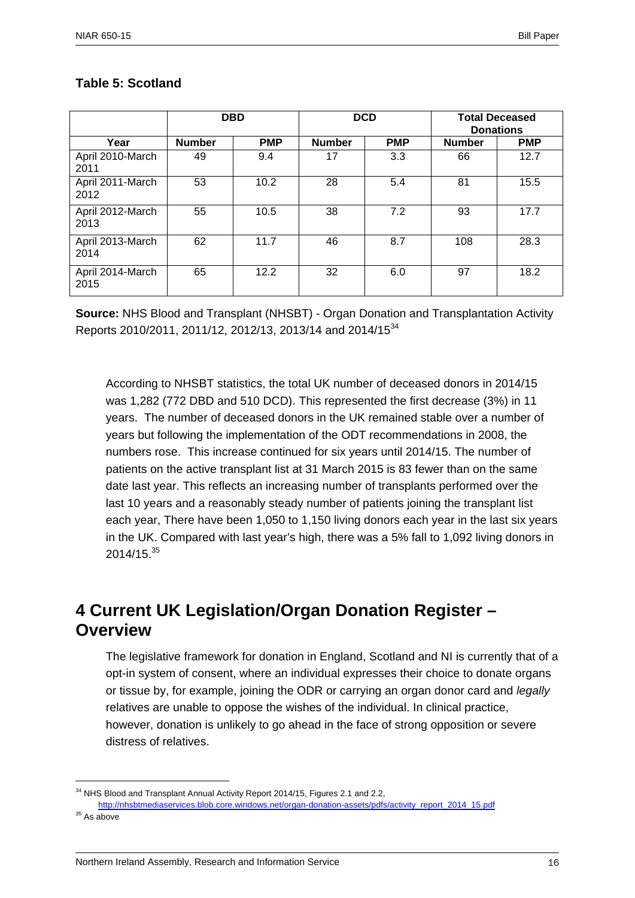**Table 5: Scotland**

| | DBD | | DCD | | Total Deceased Donations | |
|---|---|---|---|---|---|---|
| Year | Number | PMP | Number | PMP | Number | PMP |
| April 2010-March 2011 | 49 | 9.4 | 17 | 3.3 | 66 | 12.7 |
| April 2011-March 2012 | 53 | 10.2 | 28 | 5.4 | 81 | 15.5 |
| April 2012-March 2013 | 55 | 10.5 | 38 | 7.2 | 93 | 17.7 |
| April 2013-March 2014 | 62 | 11.7 | 46 | 8.7 | 108 | 28.3 |
| April 2014-March 2015 | 65 | 12.2 | 32 | 6.0 | 97 | 18.2 |

**Source:** NHS Blood and Transplant (NHSBT) - Organ Donation and Transplantation Activity Reports 2010/2011, 2011/12, 2012/13, 2013/14 and 2014/15[34]

According to NHSBT statistics, the total UK number of deceased donors in 2014/15 was 1,282 (772 DBD and 510 DCD). This represented the first decrease (3%) in 11 years. The number of deceased donors in the UK remained stable over a number of years but following the implementation of the ODT recommendations in 2008, the numbers rose. This increase continued for six years until 2014/15. The number of patients on the active transplant list at 31 March 2015 is 83 fewer than on the same date last year. This reflects an increasing number of transplants performed over the last 10 years and a reasonably steady number of patients joining the transplant list each year, There have been 1,050 to 1,150 living donors each year in the last six years in the UK. Compared with last year's high, there was a 5% fall to 1,092 living donors in 2014/15.[35]

# 4 Current UK Legislation/Organ Donation Register – Overview

The legislative framework for donation in England, Scotland and NI is currently that of a opt-in system of consent, where an individual expresses their choice to donate organs or tissue by, for example, joining the ODR or carrying an organ donor card and *legally* relatives are unable to oppose the wishes of the individual. In clinical practice, however, donation is unlikely to go ahead in the face of strong opposition or severe distress of relatives.

[34] NHS Blood and Transplant Annual Activity Report 2014/15, Figures 2.1 and 2.2, http://nhsbtmediaservices.blob.core.windows.net/organ-donation-assets/pdfs/activity_report_2014_15.pdf

[35] As above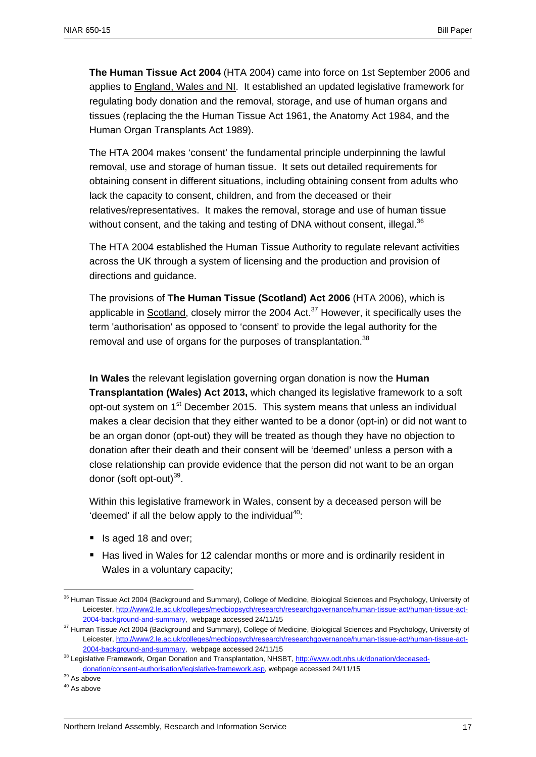**The Human Tissue Act 2004** (HTA 2004) came into force on 1st September 2006 and applies to England, Wales and NI. It established an updated legislative framework for regulating body donation and the removal, storage, and use of human organs and tissues (replacing the the Human Tissue Act 1961, the Anatomy Act 1984, and the Human Organ Transplants Act 1989).

The HTA 2004 makes 'consent' the fundamental principle underpinning the lawful removal, use and storage of human tissue. It sets out detailed requirements for obtaining consent in different situations, including obtaining consent from adults who lack the capacity to consent, children, and from the deceased or their relatives/representatives. It makes the removal, storage and use of human tissue without consent, and the taking and testing of DNA without consent, illegal.[36]

The HTA 2004 established the Human Tissue Authority to regulate relevant activities across the UK through a system of licensing and the production and provision of directions and guidance.

The provisions of **The Human Tissue (Scotland) Act 2006** (HTA 2006), which is applicable in Scotland, closely mirror the 2004 Act.[37] However, it specifically uses the term 'authorisation' as opposed to 'consent' to provide the legal authority for the removal and use of organs for the purposes of transplantation.[38]

**In Wales** the relevant legislation governing organ donation is now the **Human Transplantation (Wales) Act 2013,** which changed its legislative framework to a soft opt-out system on 1st December 2015. This system means that unless an individual makes a clear decision that they either wanted to be a donor (opt-in) or did not want to be an organ donor (opt-out) they will be treated as though they have no objection to donation after their death and their consent will be 'deemed' unless a person with a close relationship can provide evidence that the person did not want to be an organ donor (soft opt-out)[39].

Within this legislative framework in Wales, consent by a deceased person will be 'deemed' if all the below apply to the individual[40]:

- Is aged 18 and over;
- Has lived in Wales for 12 calendar months or more and is ordinarily resident in Wales in a voluntary capacity;

---

[36] Human Tissue Act 2004 (Background and Summary), College of Medicine, Biological Sciences and Psychology, University of Leicester, http://www2.le.ac.uk/colleges/medbiopsych/research/researchgovernance/human-tissue-act/human-tissue-act-2004-background-and-summary, webpage accessed 24/11/15

[37] Human Tissue Act 2004 (Background and Summary), College of Medicine, Biological Sciences and Psychology, University of Leicester, http://www2.le.ac.uk/colleges/medbiopsych/research/researchgovernance/human-tissue-act/human-tissue-act-2004-background-and-summary, webpage accessed 24/11/15

[38] Legislative Framework, Organ Donation and Transplantation, NHSBT, http://www.odt.nhs.uk/donation/deceased-donation/consent-authorisation/legislative-framework.asp, webpage accessed 24/11/15

[39] As above

[40] As above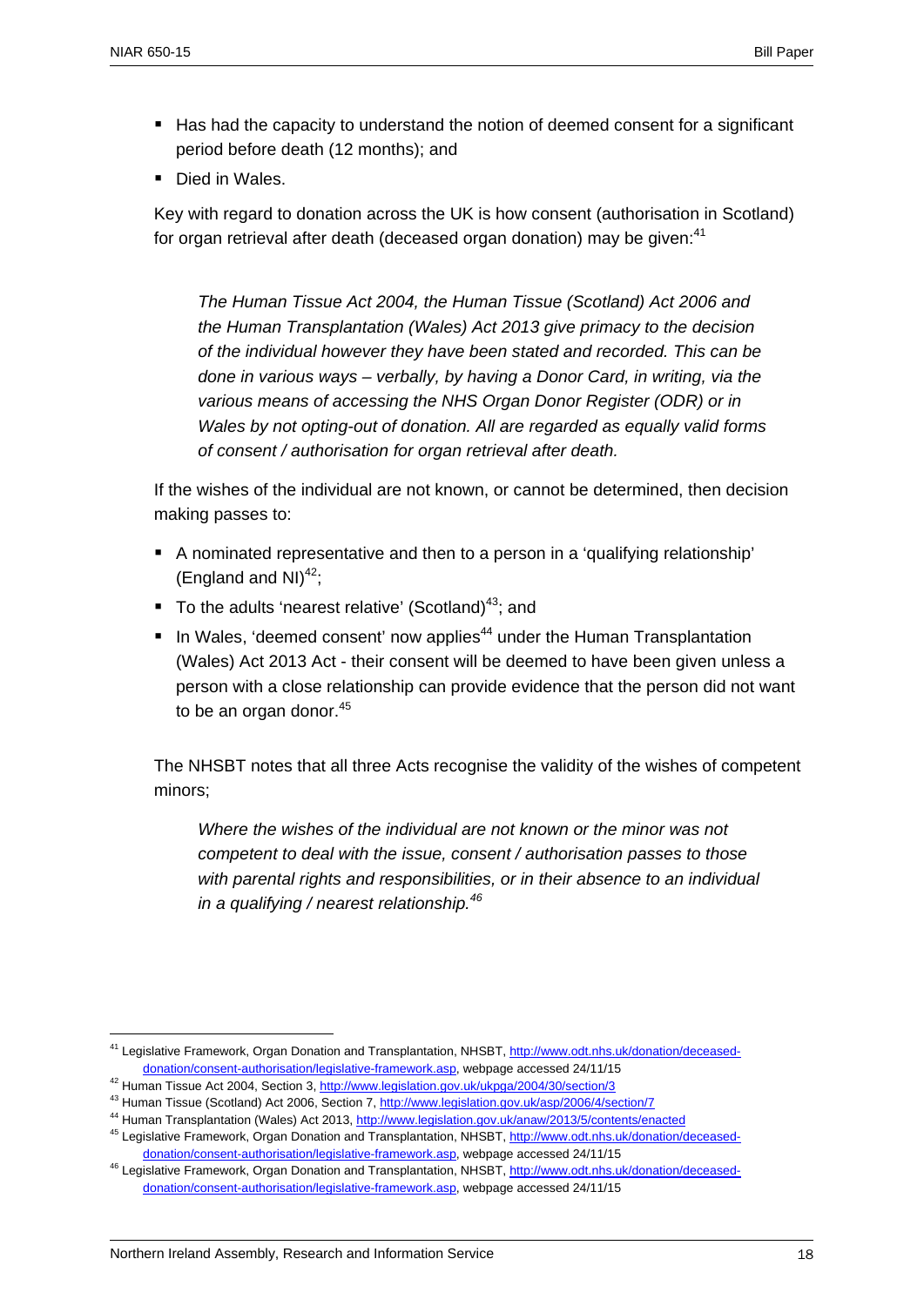- Has had the capacity to understand the notion of deemed consent for a significant period before death (12 months); and
- Died in Wales.

Key with regard to donation across the UK is how consent (authorisation in Scotland) for organ retrieval after death (deceased organ donation) may be given:[41]

> *The Human Tissue Act 2004, the Human Tissue (Scotland) Act 2006 and the Human Transplantation (Wales) Act 2013 give primacy to the decision of the individual however they have been stated and recorded. This can be done in various ways – verbally, by having a Donor Card, in writing, via the various means of accessing the NHS Organ Donor Register (ODR) or in Wales by not opting-out of donation. All are regarded as equally valid forms of consent / authorisation for organ retrieval after death.*

If the wishes of the individual are not known, or cannot be determined, then decision making passes to:

- A nominated representative and then to a person in a 'qualifying relationship' (England and NI)[42];
- To the adults 'nearest relative' (Scotland)[43]; and
- In Wales, 'deemed consent' now applies[44] under the Human Transplantation (Wales) Act 2013 Act - their consent will be deemed to have been given unless a person with a close relationship can provide evidence that the person did not want to be an organ donor.[45]

The NHSBT notes that all three Acts recognise the validity of the wishes of competent minors;

> *Where the wishes of the individual are not known or the minor was not competent to deal with the issue, consent / authorisation passes to those with parental rights and responsibilities, or in their absence to an individual in a qualifying / nearest relationship.[46]*

---

[41] Legislative Framework, Organ Donation and Transplantation, NHSBT, http://www.odt.nhs.uk/donation/deceased-donation/consent-authorisation/legislative-framework.asp, webpage accessed 24/11/15

[42] Human Tissue Act 2004, Section 3, http://www.legislation.gov.uk/ukpga/2004/30/section/3

[43] Human Tissue (Scotland) Act 2006, Section 7, http://www.legislation.gov.uk/asp/2006/4/section/7

[44] Human Transplantation (Wales) Act 2013, http://www.legislation.gov.uk/anaw/2013/5/contents/enacted

[45] Legislative Framework, Organ Donation and Transplantation, NHSBT, http://www.odt.nhs.uk/donation/deceased-donation/consent-authorisation/legislative-framework.asp, webpage accessed 24/11/15

[46] Legislative Framework, Organ Donation and Transplantation, NHSBT, http://www.odt.nhs.uk/donation/deceased-donation/consent-authorisation/legislative-framework.asp, webpage accessed 24/11/15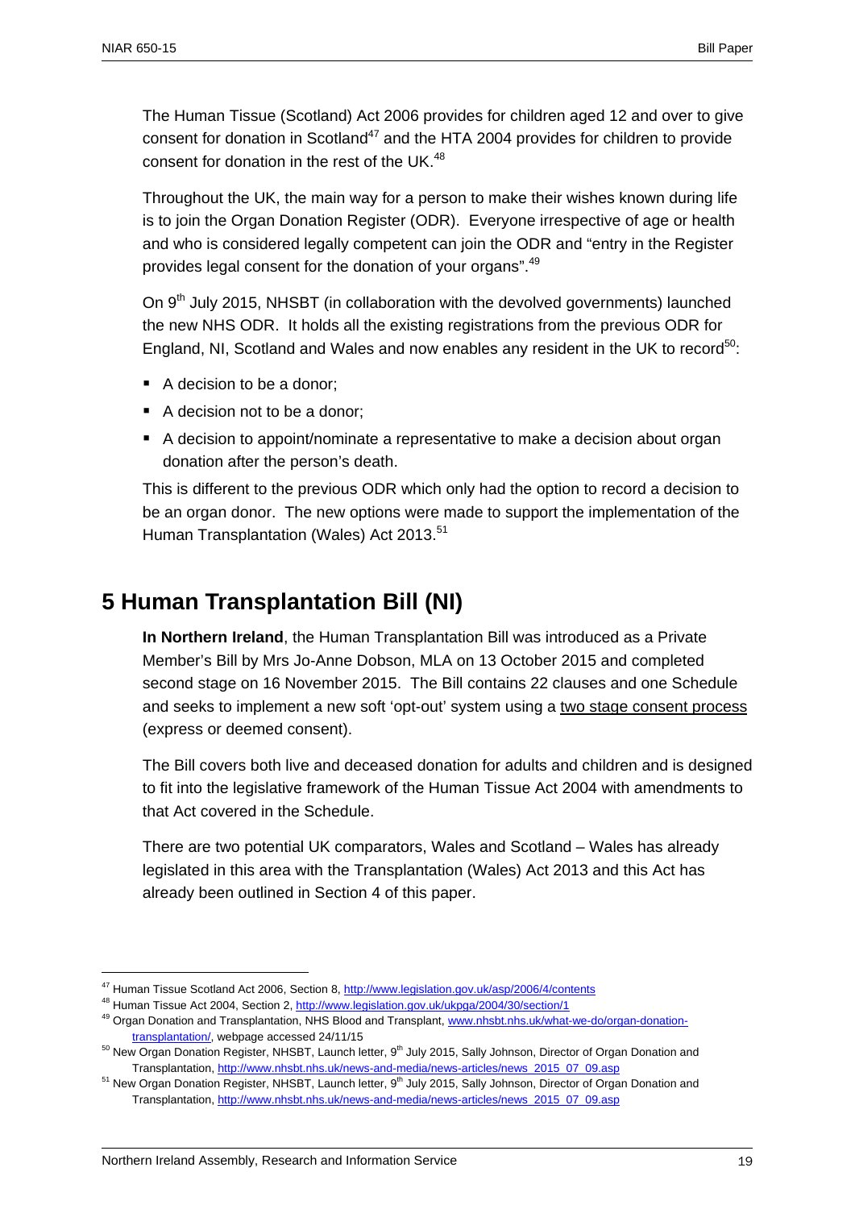The Human Tissue (Scotland) Act 2006 provides for children aged 12 and over to give consent for donation in Scotland[47] and the HTA 2004 provides for children to provide consent for donation in the rest of the UK.[48]

Throughout the UK, the main way for a person to make their wishes known during life is to join the Organ Donation Register (ODR). Everyone irrespective of age or health and who is considered legally competent can join the ODR and "entry in the Register provides legal consent for the donation of your organs".[49]

On 9th July 2015, NHSBT (in collaboration with the devolved governments) launched the new NHS ODR. It holds all the existing registrations from the previous ODR for England, NI, Scotland and Wales and now enables any resident in the UK to record[50]:

- A decision to be a donor;
- A decision not to be a donor;
- A decision to appoint/nominate a representative to make a decision about organ donation after the person's death.

This is different to the previous ODR which only had the option to record a decision to be an organ donor. The new options were made to support the implementation of the Human Transplantation (Wales) Act 2013.[51]

# 5 Human Transplantation Bill (NI)

**In Northern Ireland**, the Human Transplantation Bill was introduced as a Private Member's Bill by Mrs Jo-Anne Dobson, MLA on 13 October 2015 and completed second stage on 16 November 2015. The Bill contains 22 clauses and one Schedule and seeks to implement a new soft 'opt-out' system using a two stage consent process (express or deemed consent).

The Bill covers both live and deceased donation for adults and children and is designed to fit into the legislative framework of the Human Tissue Act 2004 with amendments to that Act covered in the Schedule.

There are two potential UK comparators, Wales and Scotland – Wales has already legislated in this area with the Transplantation (Wales) Act 2013 and this Act has already been outlined in Section 4 of this paper.

---

[47] Human Tissue Scotland Act 2006, Section 8, http://www.legislation.gov.uk/asp/2006/4/contents

[48] Human Tissue Act 2004, Section 2, http://www.legislation.gov.uk/ukpga/2004/30/section/1

[49] Organ Donation and Transplantation, NHS Blood and Transplant, www.nhsbt.nhs.uk/what-we-do/organ-donation-transplantation/, webpage accessed 24/11/15

[50] New Organ Donation Register, NHSBT, Launch letter, 9th July 2015, Sally Johnson, Director of Organ Donation and Transplantation, http://www.nhsbt.nhs.uk/news-and-media/news-articles/news_2015_07_09.asp

[51] New Organ Donation Register, NHSBT, Launch letter, 9th July 2015, Sally Johnson, Director of Organ Donation and Transplantation, http://www.nhsbt.nhs.uk/news-and-media/news-articles/news_2015_07_09.asp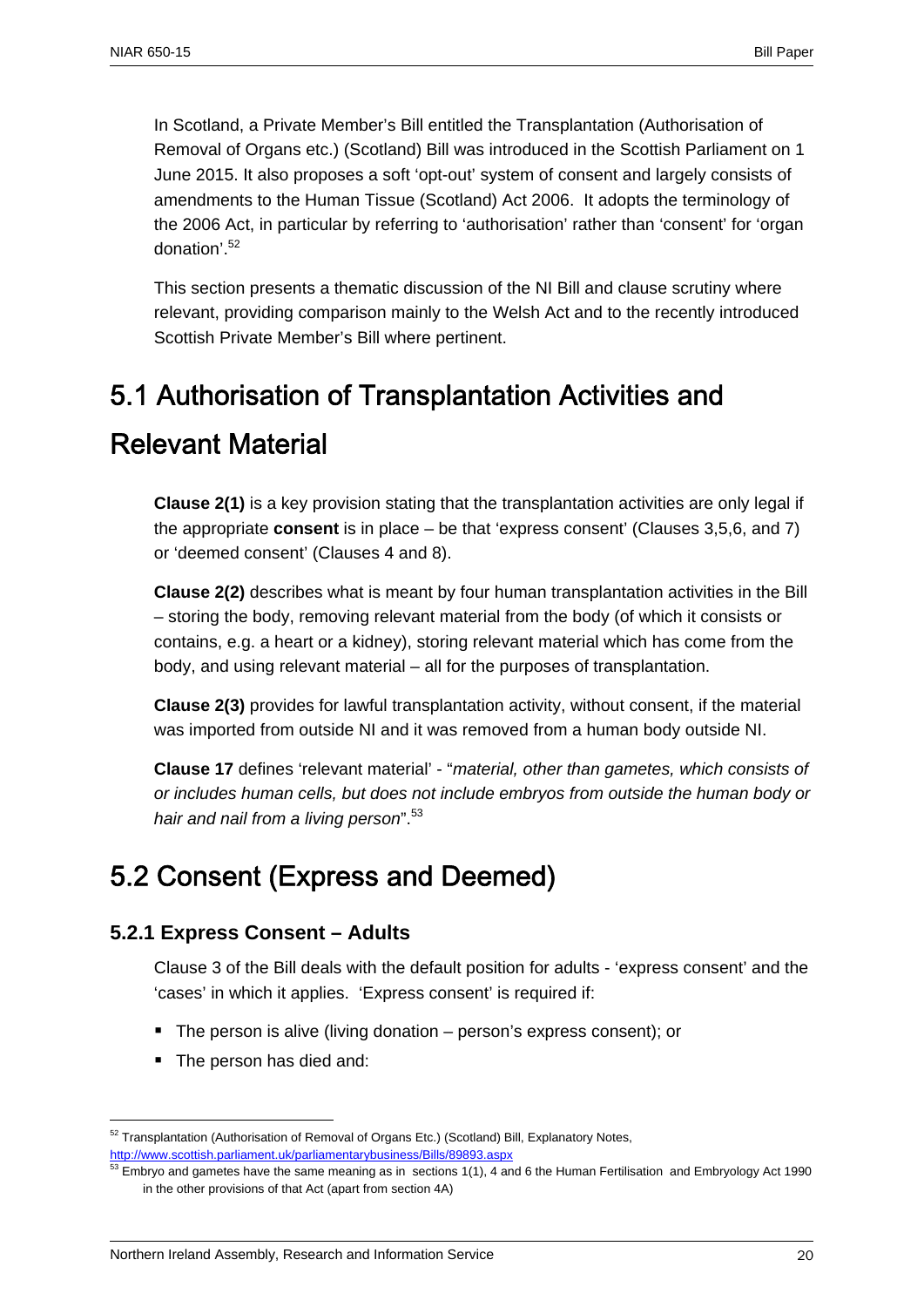In Scotland, a Private Member's Bill entitled the Transplantation (Authorisation of Removal of Organs etc.) (Scotland) Bill was introduced in the Scottish Parliament on 1 June 2015. It also proposes a soft 'opt-out' system of consent and largely consists of amendments to the Human Tissue (Scotland) Act 2006. It adopts the terminology of the 2006 Act, in particular by referring to 'authorisation' rather than 'consent' for 'organ donation'.[52]

This section presents a thematic discussion of the NI Bill and clause scrutiny where relevant, providing comparison mainly to the Welsh Act and to the recently introduced Scottish Private Member's Bill where pertinent.

## 5.1 Authorisation of Transplantation Activities and Relevant Material

**Clause 2(1)** is a key provision stating that the transplantation activities are only legal if the appropriate **consent** is in place – be that 'express consent' (Clauses 3,5,6, and 7) or 'deemed consent' (Clauses 4 and 8).

**Clause 2(2)** describes what is meant by four human transplantation activities in the Bill – storing the body, removing relevant material from the body (of which it consists or contains, e.g. a heart or a kidney), storing relevant material which has come from the body, and using relevant material – all for the purposes of transplantation.

**Clause 2(3)** provides for lawful transplantation activity, without consent, if the material was imported from outside NI and it was removed from a human body outside NI.

**Clause 17** defines 'relevant material' - "*material, other than gametes, which consists of or includes human cells, but does not include embryos from outside the human body or hair and nail from a living person*".[53]

## 5.2 Consent (Express and Deemed)

### 5.2.1 Express Consent – Adults

Clause 3 of the Bill deals with the default position for adults - 'express consent' and the 'cases' in which it applies. 'Express consent' is required if:

- The person is alive (living donation – person's express consent); or
- The person has died and:

---

[52] Transplantation (Authorisation of Removal of Organs Etc.) (Scotland) Bill, Explanatory Notes, http://www.scottish.parliament.uk/parliamentarybusiness/Bills/89893.aspx

[53] Embryo and gametes have the same meaning as in sections 1(1), 4 and 6 the Human Fertilisation and Embryology Act 1990 in the other provisions of that Act (apart from section 4A)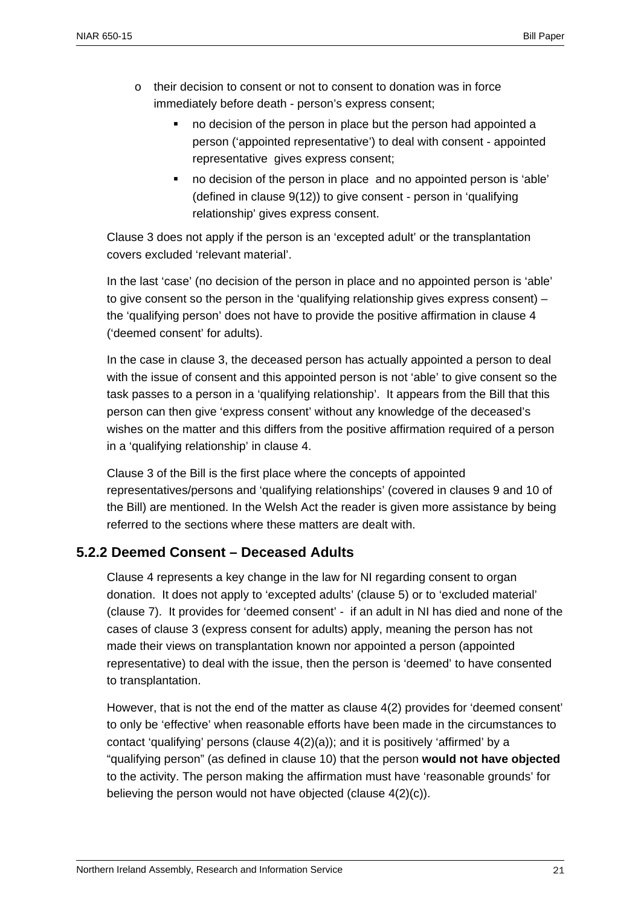- their decision to consent or not to consent to donation was in force immediately before death - person's express consent;
    - no decision of the person in place but the person had appointed a person ('appointed representative') to deal with consent - appointed representative gives express consent;
    - no decision of the person in place and no appointed person is 'able' (defined in clause 9(12)) to give consent - person in 'qualifying relationship' gives express consent.

Clause 3 does not apply if the person is an 'excepted adult' or the transplantation covers excluded 'relevant material'.

In the last 'case' (no decision of the person in place and no appointed person is 'able' to give consent so the person in the 'qualifying relationship gives express consent) – the 'qualifying person' does not have to provide the positive affirmation in clause 4 ('deemed consent' for adults).

In the case in clause 3, the deceased person has actually appointed a person to deal with the issue of consent and this appointed person is not 'able' to give consent so the task passes to a person in a 'qualifying relationship'. It appears from the Bill that this person can then give 'express consent' without any knowledge of the deceased's wishes on the matter and this differs from the positive affirmation required of a person in a 'qualifying relationship' in clause 4.

Clause 3 of the Bill is the first place where the concepts of appointed representatives/persons and 'qualifying relationships' (covered in clauses 9 and 10 of the Bill) are mentioned. In the Welsh Act the reader is given more assistance by being referred to the sections where these matters are dealt with.

### 5.2.2 Deemed Consent – Deceased Adults

Clause 4 represents a key change in the law for NI regarding consent to organ donation. It does not apply to 'excepted adults' (clause 5) or to 'excluded material' (clause 7). It provides for 'deemed consent' - if an adult in NI has died and none of the cases of clause 3 (express consent for adults) apply, meaning the person has not made their views on transplantation known nor appointed a person (appointed representative) to deal with the issue, then the person is 'deemed' to have consented to transplantation.

However, that is not the end of the matter as clause 4(2) provides for 'deemed consent' to only be 'effective' when reasonable efforts have been made in the circumstances to contact 'qualifying' persons (clause 4(2)(a)); and it is positively 'affirmed' by a "qualifying person" (as defined in clause 10) that the person **would not have objected** to the activity. The person making the affirmation must have 'reasonable grounds' for believing the person would not have objected (clause 4(2)(c)).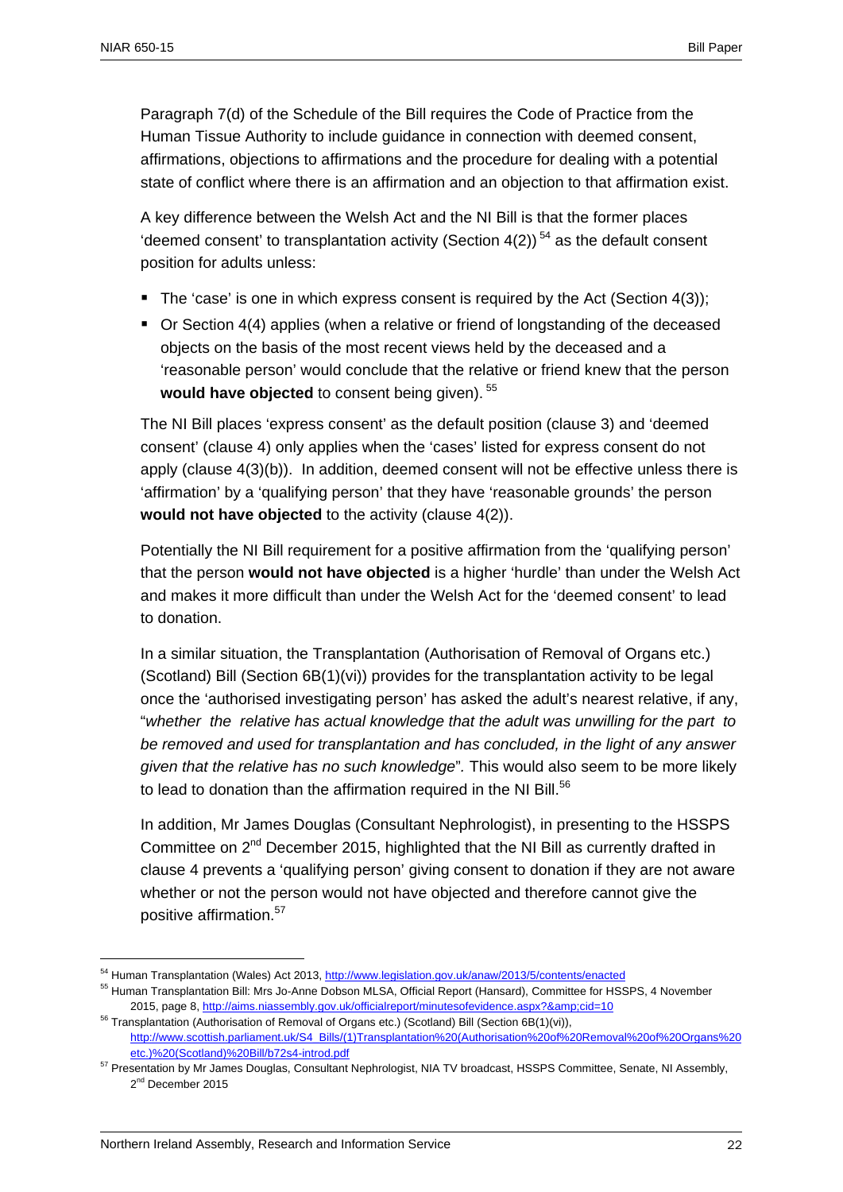Paragraph 7(d) of the Schedule of the Bill requires the Code of Practice from the Human Tissue Authority to include guidance in connection with deemed consent, affirmations, objections to affirmations and the procedure for dealing with a potential state of conflict where there is an affirmation and an objection to that affirmation exist.

A key difference between the Welsh Act and the NI Bill is that the former places 'deemed consent' to transplantation activity (Section 4(2)) [54] as the default consent position for adults unless:

- The 'case' is one in which express consent is required by the Act (Section 4(3));
- Or Section 4(4) applies (when a relative or friend of longstanding of the deceased objects on the basis of the most recent views held by the deceased and a 'reasonable person' would conclude that the relative or friend knew that the person **would have objected** to consent being given). [55]

The NI Bill places 'express consent' as the default position (clause 3) and 'deemed consent' (clause 4) only applies when the 'cases' listed for express consent do not apply (clause 4(3)(b)). In addition, deemed consent will not be effective unless there is 'affirmation' by a 'qualifying person' that they have 'reasonable grounds' the person **would not have objected** to the activity (clause 4(2)).

Potentially the NI Bill requirement for a positive affirmation from the 'qualifying person' that the person **would not have objected** is a higher 'hurdle' than under the Welsh Act and makes it more difficult than under the Welsh Act for the 'deemed consent' to lead to donation.

In a similar situation, the Transplantation (Authorisation of Removal of Organs etc.) (Scotland) Bill (Section 6B(1)(vi)) provides for the transplantation activity to be legal once the 'authorised investigating person' has asked the adult's nearest relative, if any, "*whether the relative has actual knowledge that the adult was unwilling for the part to be removed and used for transplantation and has concluded, in the light of any answer given that the relative has no such knowledge*". This would also seem to be more likely to lead to donation than the affirmation required in the NI Bill.[56]

In addition, Mr James Douglas (Consultant Nephrologist), in presenting to the HSSPS Committee on 2nd December 2015, highlighted that the NI Bill as currently drafted in clause 4 prevents a 'qualifying person' giving consent to donation if they are not aware whether or not the person would not have objected and therefore cannot give the positive affirmation.[57]

---

[54] Human Transplantation (Wales) Act 2013, http://www.legislation.gov.uk/anaw/2013/5/contents/enacted

[55] Human Transplantation Bill: Mrs Jo-Anne Dobson MLSA, Official Report (Hansard), Committee for HSSPS, 4 November 2015, page 8, http://aims.niassembly.gov.uk/officialreport/minutesofevidence.aspx?&amp;cid=10

[56] Transplantation (Authorisation of Removal of Organs etc.) (Scotland) Bill (Section 6B(1)(vi)), http://www.scottish.parliament.uk/S4_Bills/(1)Transplantation%20(Authorisation%20of%20Removal%20of%20Organs%20etc.)%20(Scotland)%20Bill/b72s4-introd.pdf

[57] Presentation by Mr James Douglas, Consultant Nephrologist, NIA TV broadcast, HSSPS Committee, Senate, NI Assembly, 2nd December 2015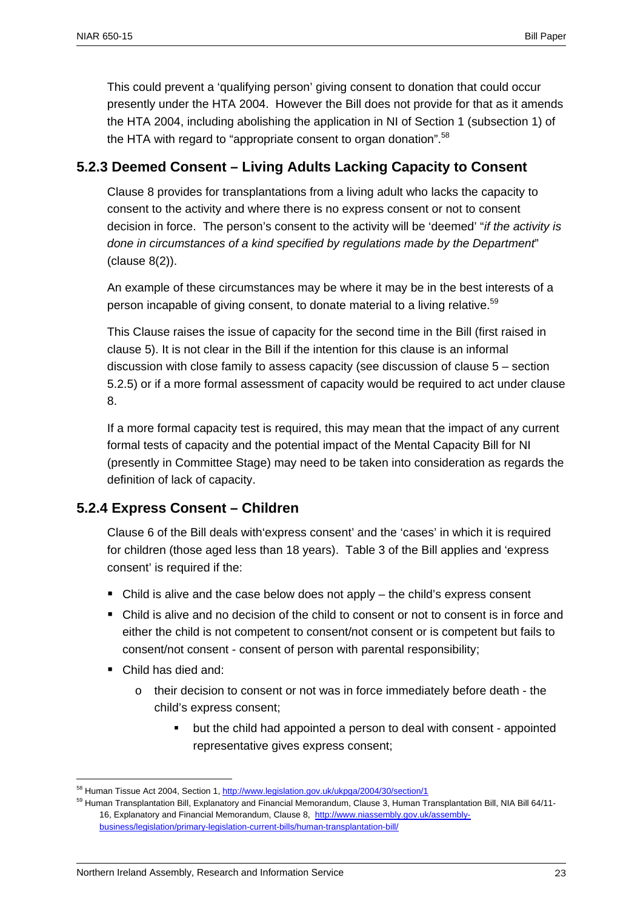This could prevent a 'qualifying person' giving consent to donation that could occur presently under the HTA 2004. However the Bill does not provide for that as it amends the HTA 2004, including abolishing the application in NI of Section 1 (subsection 1) of the HTA with regard to "appropriate consent to organ donation".[58]

### 5.2.3 Deemed Consent – Living Adults Lacking Capacity to Consent

Clause 8 provides for transplantations from a living adult who lacks the capacity to consent to the activity and where there is no express consent or not to consent decision in force. The person's consent to the activity will be 'deemed' "*if the activity is done in circumstances of a kind specified by regulations made by the Department*" (clause 8(2)).

An example of these circumstances may be where it may be in the best interests of a person incapable of giving consent, to donate material to a living relative.[59]

This Clause raises the issue of capacity for the second time in the Bill (first raised in clause 5). It is not clear in the Bill if the intention for this clause is an informal discussion with close family to assess capacity (see discussion of clause 5 – section 5.2.5) or if a more formal assessment of capacity would be required to act under clause 8.

If a more formal capacity test is required, this may mean that the impact of any current formal tests of capacity and the potential impact of the Mental Capacity Bill for NI (presently in Committee Stage) may need to be taken into consideration as regards the definition of lack of capacity.

### 5.2.4 Express Consent – Children

Clause 6 of the Bill deals with'express consent' and the 'cases' in which it is required for children (those aged less than 18 years). Table 3 of the Bill applies and 'express consent' is required if the:

- Child is alive and the case below does not apply – the child's express consent
- Child is alive and no decision of the child to consent or not to consent is in force and either the child is not competent to consent/not consent or is competent but fails to consent/not consent - consent of person with parental responsibility;
- Child has died and:
  - their decision to consent or not was in force immediately before death - the child's express consent;
    - but the child had appointed a person to deal with consent - appointed representative gives express consent;

---

[58] Human Tissue Act 2004, Section 1, http://www.legislation.gov.uk/ukpga/2004/30/section/1

[59] Human Transplantation Bill, Explanatory and Financial Memorandum, Clause 3, Human Transplantation Bill, NIA Bill 64/11-16, Explanatory and Financial Memorandum, Clause 8, http://www.niassembly.gov.uk/assembly-business/legislation/primary-legislation-current-bills/human-transplantation-bill/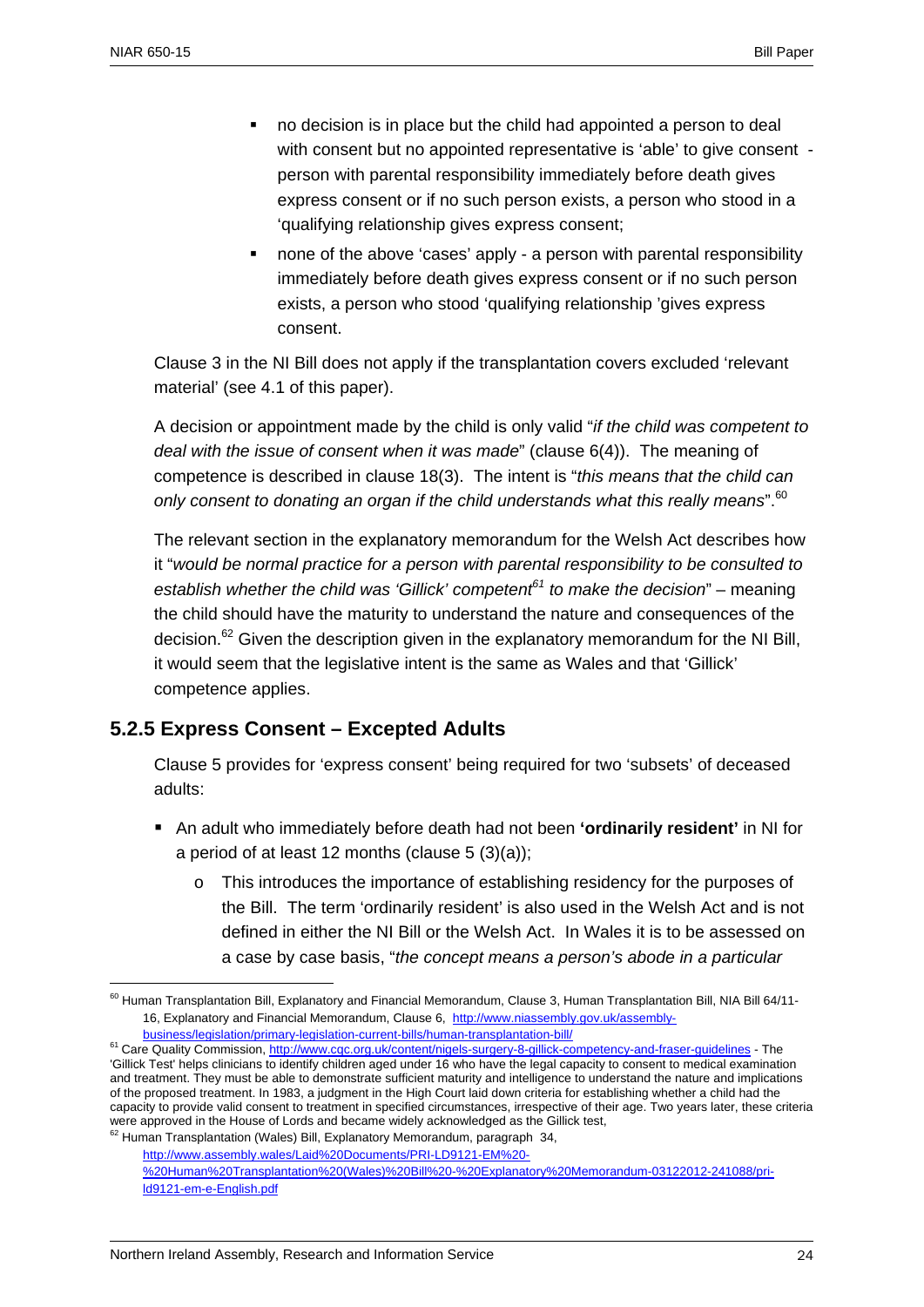- no decision is in place but the child had appointed a person to deal with consent but no appointed representative is 'able' to give consent - person with parental responsibility immediately before death gives express consent or if no such person exists, a person who stood in a 'qualifying relationship gives express consent;
- none of the above 'cases' apply - a person with parental responsibility immediately before death gives express consent or if no such person exists, a person who stood 'qualifying relationship 'gives express consent.

Clause 3 in the NI Bill does not apply if the transplantation covers excluded 'relevant material' (see 4.1 of this paper).

A decision or appointment made by the child is only valid "*if the child was competent to deal with the issue of consent when it was made*" (clause 6(4)). The meaning of competence is described in clause 18(3). The intent is "*this means that the child can only consent to donating an organ if the child understands what this really means*".[60]

The relevant section in the explanatory memorandum for the Welsh Act describes how it "*would be normal practice for a person with parental responsibility to be consulted to establish whether the child was 'Gillick' competent*[61] *to make the decision*" – meaning the child should have the maturity to understand the nature and consequences of the decision.[62] Given the description given in the explanatory memorandum for the NI Bill, it would seem that the legislative intent is the same as Wales and that 'Gillick' competence applies.

### 5.2.5 Express Consent – Excepted Adults

Clause 5 provides for 'express consent' being required for two 'subsets' of deceased adults:

- An adult who immediately before death had not been **'ordinarily resident'** in NI for a period of at least 12 months (clause 5 (3)(a));
  - This introduces the importance of establishing residency for the purposes of the Bill. The term 'ordinarily resident' is also used in the Welsh Act and is not defined in either the NI Bill or the Welsh Act. In Wales it is to be assessed on a case by case basis, "*the concept means a person's abode in a particular*

---

[60] Human Transplantation Bill, Explanatory and Financial Memorandum, Clause 3, Human Transplantation Bill, NIA Bill 64/11-16, Explanatory and Financial Memorandum, Clause 6, http://www.niassembly.gov.uk/assembly-business/legislation/primary-legislation-current-bills/human-transplantation-bill/

[61] Care Quality Commission, http://www.cqc.org.uk/content/nigels-surgery-8-gillick-competency-and-fraser-guidelines - The 'Gillick Test' helps clinicians to identify children aged under 16 who have the legal capacity to consent to medical examination and treatment. They must be able to demonstrate sufficient maturity and intelligence to understand the nature and implications of the proposed treatment. In 1983, a judgment in the High Court laid down criteria for establishing whether a child had the capacity to provide valid consent to treatment in specified circumstances, irrespective of their age. Two years later, these criteria were approved in the House of Lords and became widely acknowledged as the Gillick test,

[62] Human Transplantation (Wales) Bill, Explanatory Memorandum, paragraph 34, http://www.assembly.wales/Laid%20Documents/PRI-LD9121-EM%20-%20Human%20Transplantation%20(Wales)%20Bill%20-%20Explanatory%20Memorandum-03122012-241088/pri-ld9121-em-e-English.pdf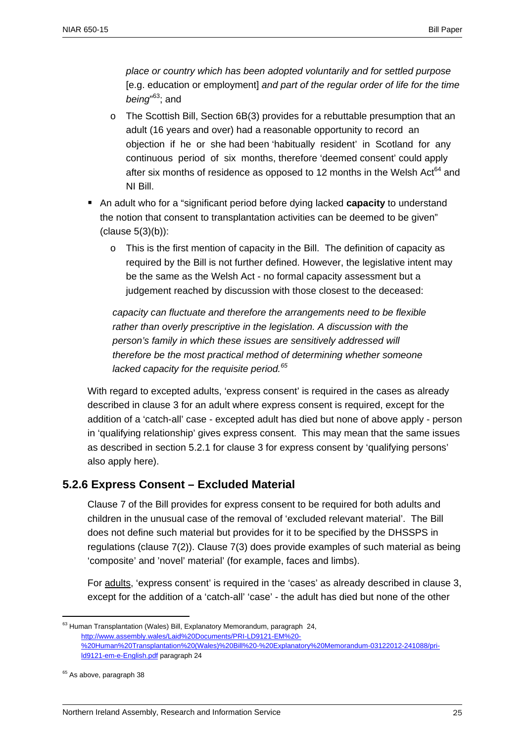*place or country which has been adopted voluntarily and for settled purpose* [e.g. education or employment] *and part of the regular order of life for the time being*"[63]; and

- The Scottish Bill, Section 6B(3) provides for a rebuttable presumption that an adult (16 years and over) had a reasonable opportunity to record an objection if he or she had been 'habitually resident' in Scotland for any continuous period of six months, therefore 'deemed consent' could apply after six months of residence as opposed to 12 months in the Welsh Act[64] and NI Bill.

- An adult who for a "significant period before dying lacked **capacity** to understand the notion that consent to transplantation activities can be deemed to be given" (clause 5(3)(b)):
  - This is the first mention of capacity in the Bill. The definition of capacity as required by the Bill is not further defined. However, the legislative intent may be the same as the Welsh Act - no formal capacity assessment but a judgement reached by discussion with those closest to the deceased:

*capacity can fluctuate and therefore the arrangements need to be flexible rather than overly prescriptive in the legislation. A discussion with the person's family in which these issues are sensitively addressed will therefore be the most practical method of determining whether someone lacked capacity for the requisite period.*[65]

With regard to excepted adults, 'express consent' is required in the cases as already described in clause 3 for an adult where express consent is required, except for the addition of a 'catch-all' case - excepted adult has died but none of above apply - person in 'qualifying relationship' gives express consent. This may mean that the same issues as described in section 5.2.1 for clause 3 for express consent by 'qualifying persons' also apply here).

### 5.2.6 Express Consent – Excluded Material

Clause 7 of the Bill provides for express consent to be required for both adults and children in the unusual case of the removal of 'excluded relevant material'. The Bill does not define such material but provides for it to be specified by the DHSSPS in regulations (clause 7(2)). Clause 7(3) does provide examples of such material as being 'composite' and 'novel' material' (for example, faces and limbs).

For adults, 'express consent' is required in the 'cases' as already described in clause 3, except for the addition of a 'catch-all' 'case' - the adult has died but none of the other

---

[63] Human Transplantation (Wales) Bill, Explanatory Memorandum, paragraph 24, http://www.assembly.wales/Laid%20Documents/PRI-LD9121-EM%20-%20Human%20Transplantation%20(Wales)%20Bill%20-%20Explanatory%20Memorandum-03122012-241088/pri-ld9121-em-e-English.pdf paragraph 24

[65] As above, paragraph 38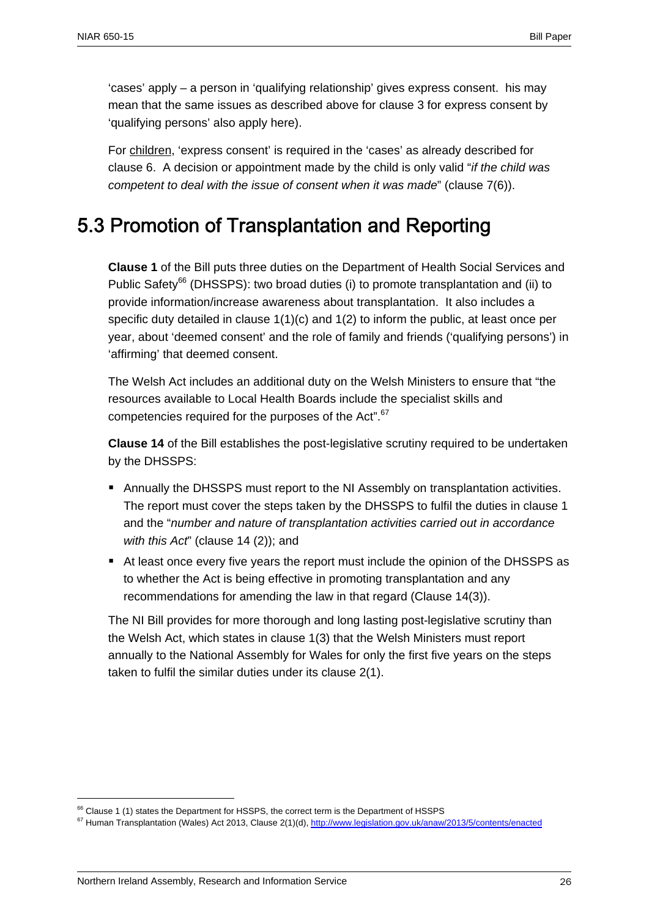'cases' apply – a person in 'qualifying relationship' gives express consent.  his may mean that the same issues as described above for clause 3 for express consent by 'qualifying persons' also apply here).

For <u>children</u>, 'express consent' is required in the 'cases' as already described for clause 6.  A decision or appointment made by the child is only valid "*if the child was competent to deal with the issue of consent when it was made*" (clause 7(6)).

## 5.3 Promotion of Transplantation and Reporting

**Clause 1** of the Bill puts three duties on the Department of Health Social Services and Public Safety[66] (DHSSPS): two broad duties (i) to promote transplantation and (ii) to provide information/increase awareness about transplantation.  It also includes a specific duty detailed in clause 1(1)(c) and 1(2) to inform the public, at least once per year, about 'deemed consent' and the role of family and friends ('qualifying persons') in 'affirming' that deemed consent.

The Welsh Act includes an additional duty on the Welsh Ministers to ensure that "the resources available to Local Health Boards include the specialist skills and competencies required for the purposes of the Act".[67]

**Clause 14** of the Bill establishes the post-legislative scrutiny required to be undertaken by the DHSSPS:

- Annually the DHSSPS must report to the NI Assembly on transplantation activities. The report must cover the steps taken by the DHSSPS to fulfil the duties in clause 1 and the "*number and nature of transplantation activities carried out in accordance with this Act*" (clause 14 (2)); and
- At least once every five years the report must include the opinion of the DHSSPS as to whether the Act is being effective in promoting transplantation and any recommendations for amending the law in that regard (Clause 14(3)).

The NI Bill provides for more thorough and long lasting post-legislative scrutiny than the Welsh Act, which states in clause 1(3) that the Welsh Ministers must report annually to the National Assembly for Wales for only the first five years on the steps taken to fulfil the similar duties under its clause 2(1).

---

[66] Clause 1 (1) states the Department for HSSPS, the correct term is the Department of HSSPS

[67] Human Transplantation (Wales) Act 2013, Clause 2(1)(d), http://www.legislation.gov.uk/anaw/2013/5/contents/enacted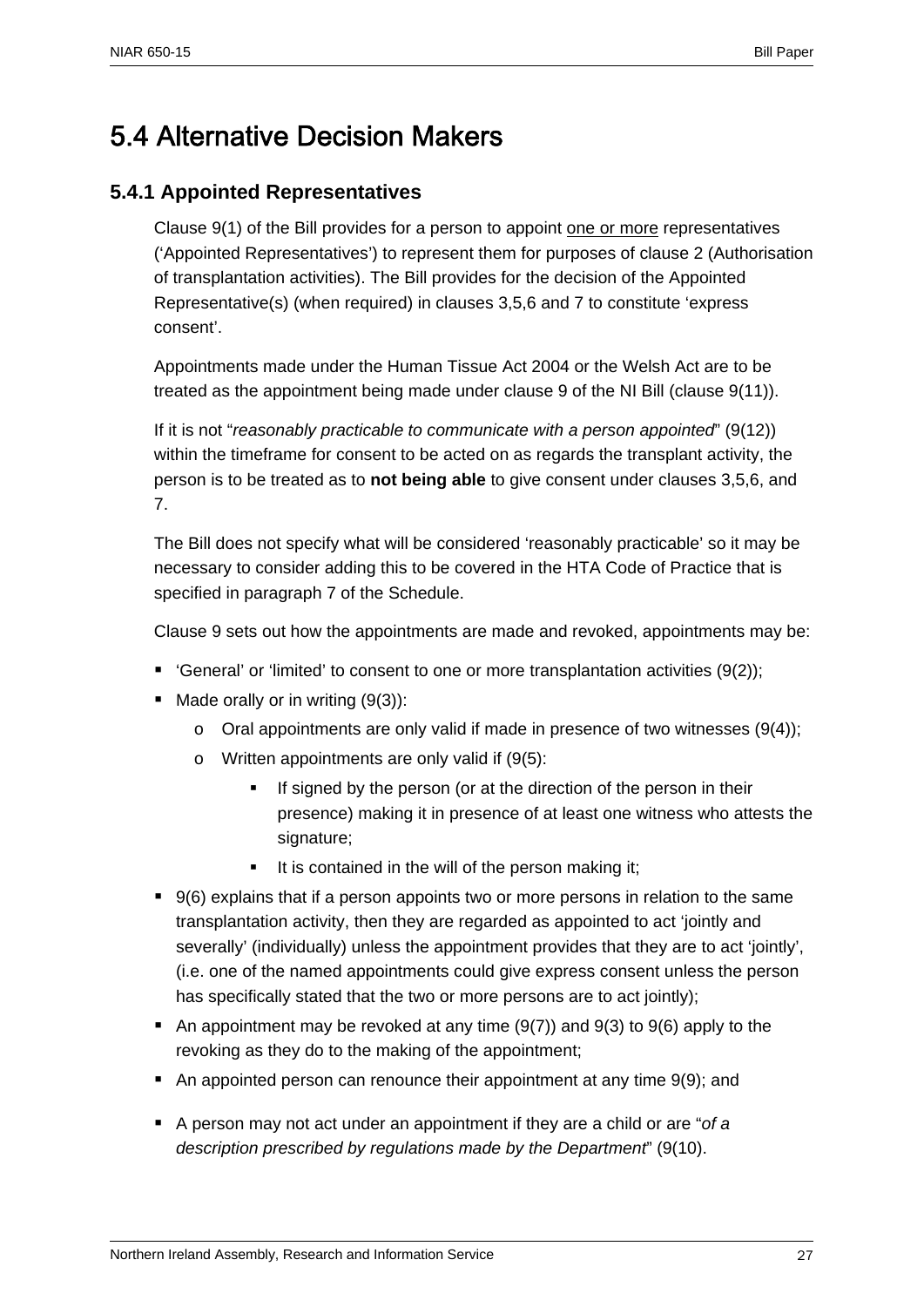## 5.4 Alternative Decision Makers

### 5.4.1 Appointed Representatives

Clause 9(1) of the Bill provides for a person to appoint <u>one or more</u> representatives ('Appointed Representatives') to represent them for purposes of clause 2 (Authorisation of transplantation activities). The Bill provides for the decision of the Appointed Representative(s) (when required) in clauses 3,5,6 and 7 to constitute 'express consent'.

Appointments made under the Human Tissue Act 2004 or the Welsh Act are to be treated as the appointment being made under clause 9 of the NI Bill (clause 9(11)).

If it is not "*reasonably practicable to communicate with a person appointed*" (9(12)) within the timeframe for consent to be acted on as regards the transplant activity, the person is to be treated as to **not being able** to give consent under clauses 3,5,6, and 7.

The Bill does not specify what will be considered 'reasonably practicable' so it may be necessary to consider adding this to be covered in the HTA Code of Practice that is specified in paragraph 7 of the Schedule.

Clause 9 sets out how the appointments are made and revoked, appointments may be:

- 'General' or 'limited' to consent to one or more transplantation activities (9(2));
- Made orally or in writing (9(3)):
  - Oral appointments are only valid if made in presence of two witnesses (9(4));
  - Written appointments are only valid if (9(5):
    - If signed by the person (or at the direction of the person in their presence) making it in presence of at least one witness who attests the signature;
    - It is contained in the will of the person making it;
- 9(6) explains that if a person appoints two or more persons in relation to the same transplantation activity, then they are regarded as appointed to act 'jointly and severally' (individually) unless the appointment provides that they are to act 'jointly', (i.e. one of the named appointments could give express consent unless the person has specifically stated that the two or more persons are to act jointly);
- An appointment may be revoked at any time (9(7)) and 9(3) to 9(6) apply to the revoking as they do to the making of the appointment;
- An appointed person can renounce their appointment at any time 9(9); and
- A person may not act under an appointment if they are a child or are "*of a description prescribed by regulations made by the Department*" (9(10).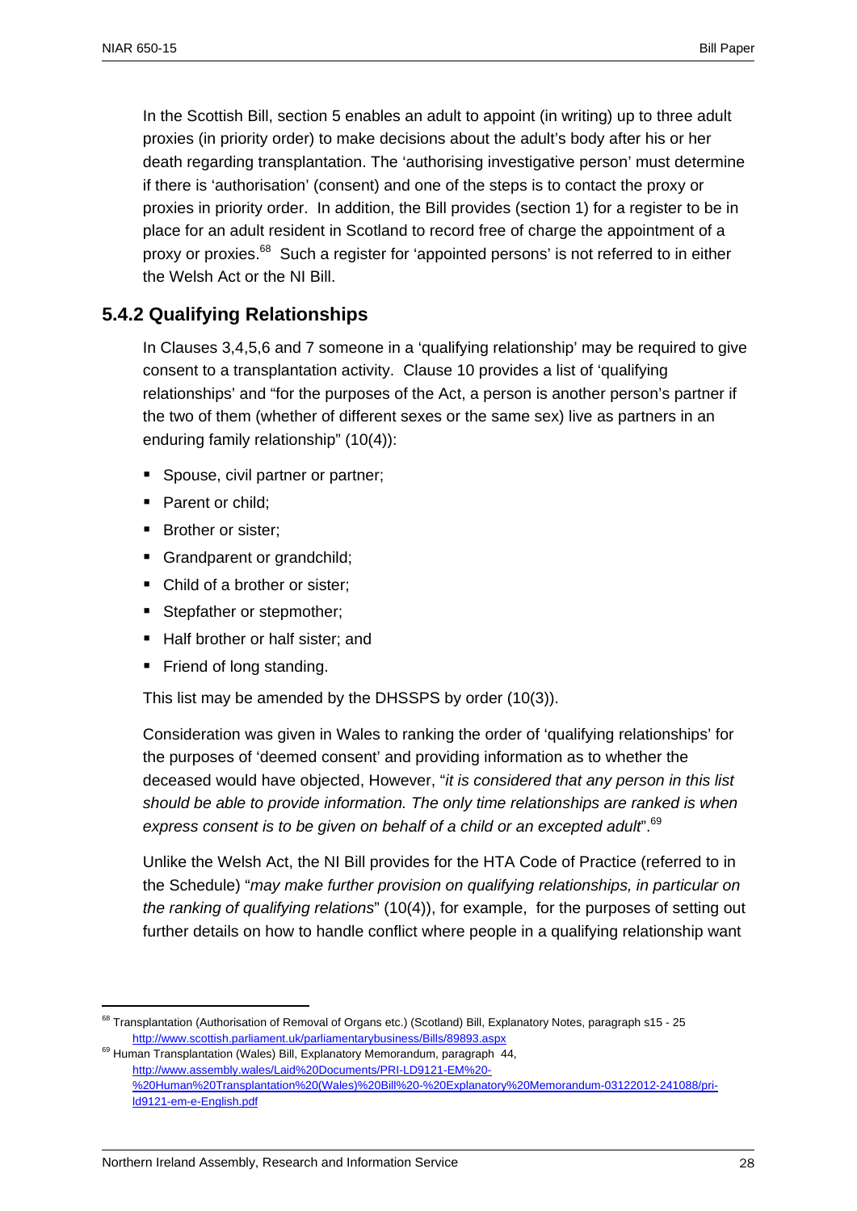In the Scottish Bill, section 5 enables an adult to appoint (in writing) up to three adult proxies (in priority order) to make decisions about the adult's body after his or her death regarding transplantation. The 'authorising investigative person' must determine if there is 'authorisation' (consent) and one of the steps is to contact the proxy or proxies in priority order. In addition, the Bill provides (section 1) for a register to be in place for an adult resident in Scotland to record free of charge the appointment of a proxy or proxies.[68] Such a register for 'appointed persons' is not referred to in either the Welsh Act or the NI Bill.

### 5.4.2 Qualifying Relationships

In Clauses 3,4,5,6 and 7 someone in a 'qualifying relationship' may be required to give consent to a transplantation activity. Clause 10 provides a list of 'qualifying relationships' and "for the purposes of the Act, a person is another person's partner if the two of them (whether of different sexes or the same sex) live as partners in an enduring family relationship" (10(4)):

- Spouse, civil partner or partner;
- Parent or child;
- Brother or sister;
- Grandparent or grandchild;
- Child of a brother or sister;
- Stepfather or stepmother;
- Half brother or half sister; and
- Friend of long standing.

This list may be amended by the DHSSPS by order (10(3)).

Consideration was given in Wales to ranking the order of 'qualifying relationships' for the purposes of 'deemed consent' and providing information as to whether the deceased would have objected, However, "*it is considered that any person in this list should be able to provide information. The only time relationships are ranked is when express consent is to be given on behalf of a child or an excepted adult*".[69]

Unlike the Welsh Act, the NI Bill provides for the HTA Code of Practice (referred to in the Schedule) "*may make further provision on qualifying relationships, in particular on the ranking of qualifying relations*" (10(4)), for example, for the purposes of setting out further details on how to handle conflict where people in a qualifying relationship want

---

[68] Transplantation (Authorisation of Removal of Organs etc.) (Scotland) Bill, Explanatory Notes, paragraph s15 - 25 http://www.scottish.parliament.uk/parliamentarybusiness/Bills/89893.aspx

[69] Human Transplantation (Wales) Bill, Explanatory Memorandum, paragraph 44, http://www.assembly.wales/Laid%20Documents/PRI-LD9121-EM%20-%20Human%20Transplantation%20(Wales)%20Bill%20-%20Explanatory%20Memorandum-03122012-241088/pri-ld9121-em-e-English.pdf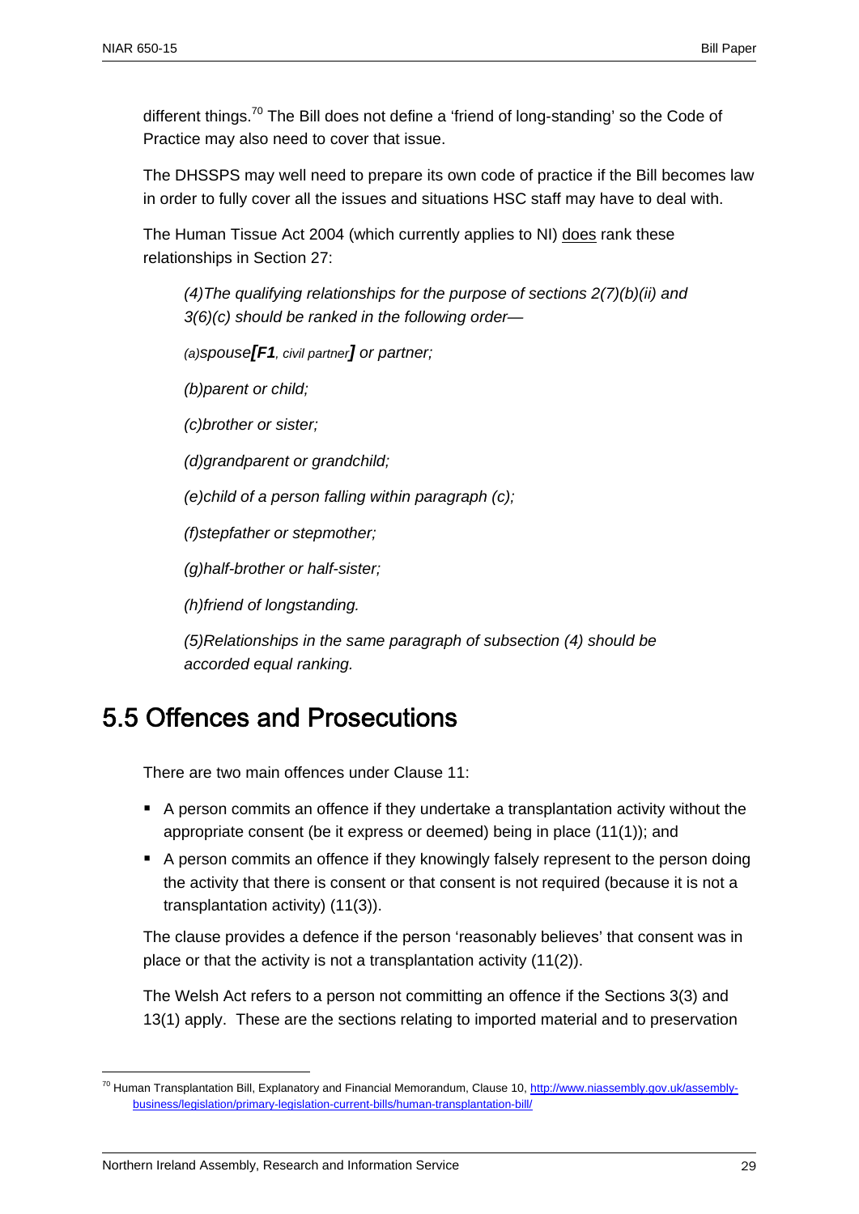different things.[70] The Bill does not define a 'friend of long-standing' so the Code of Practice may also need to cover that issue.

The DHSSPS may well need to prepare its own code of practice if the Bill becomes law in order to fully cover all the issues and situations HSC staff may have to deal with.

The Human Tissue Act 2004 (which currently applies to NI) does rank these relationships in Section 27:

> *(4)The qualifying relationships for the purpose of sections 2(7)(b)(ii) and 3(6)(c) should be ranked in the following order—*
>
> *(a)spouse**[F1**, civil partner**]** or partner;*
>
> *(b)parent or child;*
>
> *(c)brother or sister;*
>
> *(d)grandparent or grandchild;*
>
> *(e)child of a person falling within paragraph (c);*
>
> *(f)stepfather or stepmother;*
>
> *(g)half-brother or half-sister;*
>
> *(h)friend of longstanding.*
>
> *(5)Relationships in the same paragraph of subsection (4) should be accorded equal ranking.*

## 5.5 Offences and Prosecutions

There are two main offences under Clause 11:

- A person commits an offence if they undertake a transplantation activity without the appropriate consent (be it express or deemed) being in place (11(1)); and
- A person commits an offence if they knowingly falsely represent to the person doing the activity that there is consent or that consent is not required (because it is not a transplantation activity) (11(3)).

The clause provides a defence if the person 'reasonably believes' that consent was in place or that the activity is not a transplantation activity (11(2)).

The Welsh Act refers to a person not committing an offence if the Sections 3(3) and 13(1) apply. These are the sections relating to imported material and to preservation

[70] Human Transplantation Bill, Explanatory and Financial Memorandum, Clause 10, http://www.niassembly.gov.uk/assembly-business/legislation/primary-legislation-current-bills/human-transplantation-bill/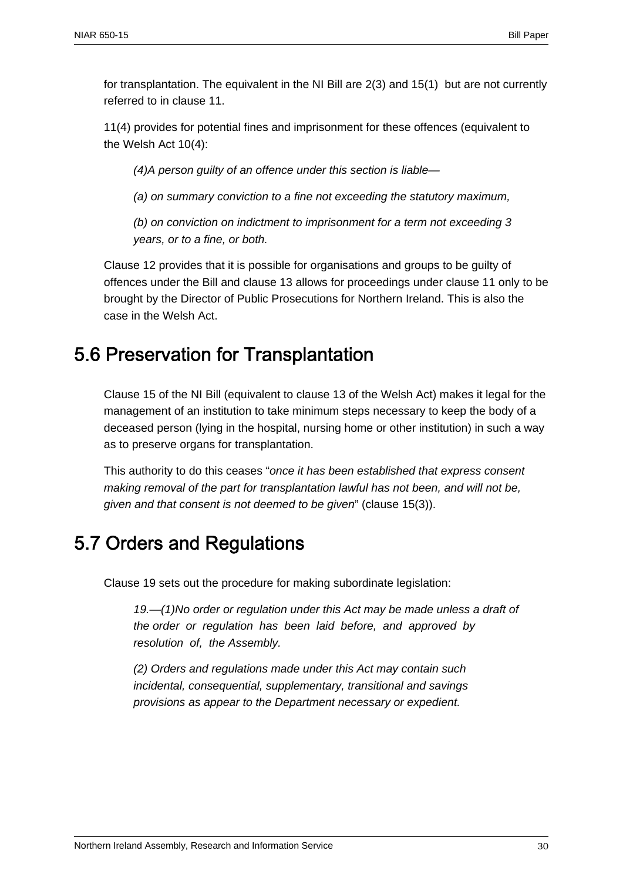for transplantation. The equivalent in the NI Bill are 2(3) and 15(1) but are not currently referred to in clause 11.

11(4) provides for potential fines and imprisonment for these offences (equivalent to the Welsh Act 10(4):

> *(4)A person guilty of an offence under this section is liable—*
>
> *(a) on summary conviction to a fine not exceeding the statutory maximum,*
>
> *(b) on conviction on indictment to imprisonment for a term not exceeding 3 years, or to a fine, or both.*

Clause 12 provides that it is possible for organisations and groups to be guilty of offences under the Bill and clause 13 allows for proceedings under clause 11 only to be brought by the Director of Public Prosecutions for Northern Ireland. This is also the case in the Welsh Act.

## 5.6 Preservation for Transplantation

Clause 15 of the NI Bill (equivalent to clause 13 of the Welsh Act) makes it legal for the management of an institution to take minimum steps necessary to keep the body of a deceased person (lying in the hospital, nursing home or other institution) in such a way as to preserve organs for transplantation.

This authority to do this ceases "*once it has been established that express consent making removal of the part for transplantation lawful has not been, and will not be, given and that consent is not deemed to be given*" (clause 15(3)).

## 5.7 Orders and Regulations

Clause 19 sets out the procedure for making subordinate legislation:

> *19.—(1)No order or regulation under this Act may be made unless a draft of the order or regulation has been laid before, and approved by resolution of, the Assembly.*
>
> *(2) Orders and regulations made under this Act may contain such incidental, consequential, supplementary, transitional and savings provisions as appear to the Department necessary or expedient.*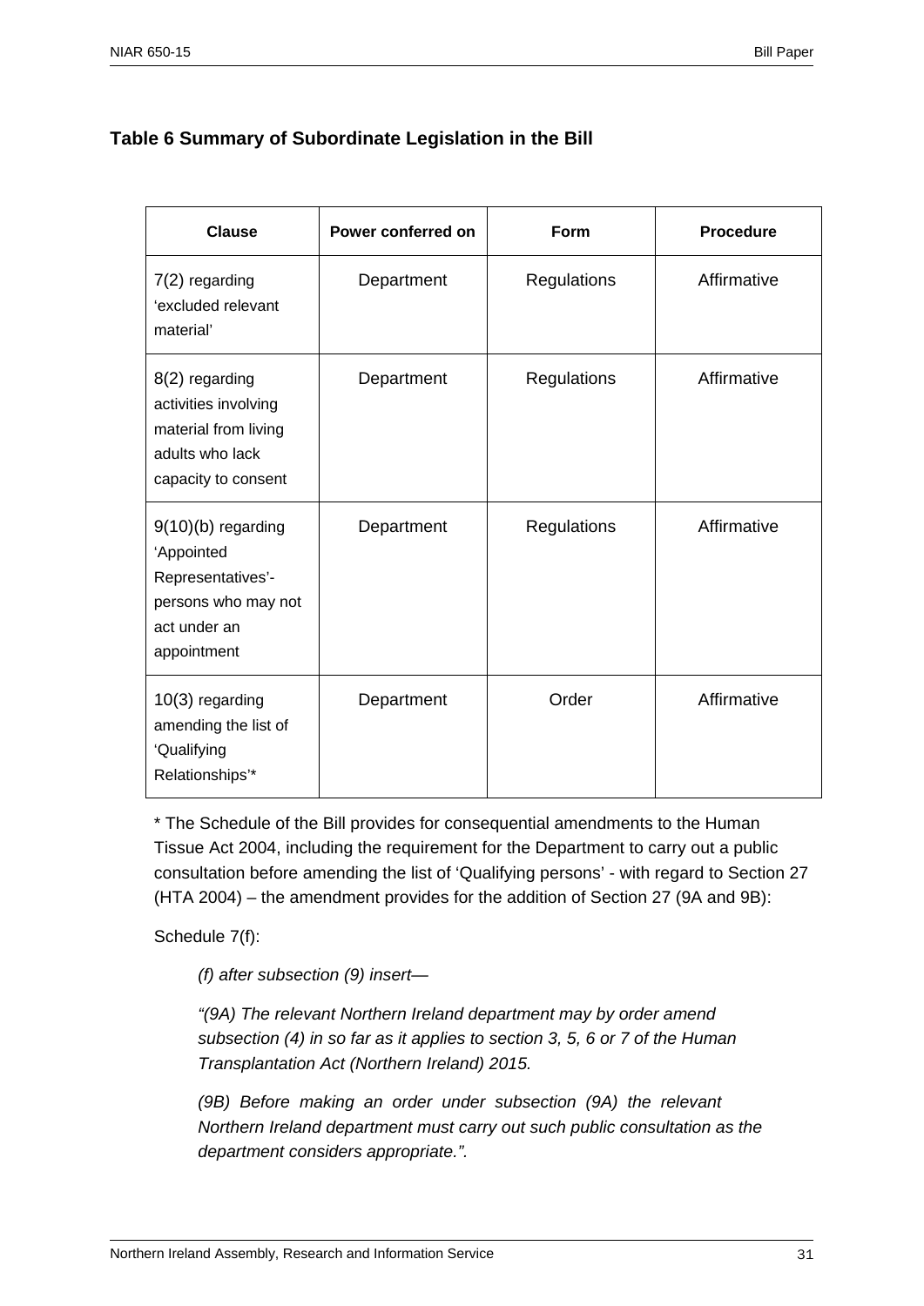### Table 6 Summary of Subordinate Legislation in the Bill

| Clause | Power conferred on | Form | Procedure |
|---|---|---|---|
| 7(2) regarding 'excluded relevant material' | Department | Regulations | Affirmative |
| 8(2) regarding activities involving material from living adults who lack capacity to consent | Department | Regulations | Affirmative |
| 9(10)(b) regarding 'Appointed Representatives'- persons who may not act under an appointment | Department | Regulations | Affirmative |
| 10(3) regarding amending the list of 'Qualifying Relationships'* | Department | Order | Affirmative |

\* The Schedule of the Bill provides for consequential amendments to the Human Tissue Act 2004, including the requirement for the Department to carry out a public consultation before amending the list of 'Qualifying persons' - with regard to Section 27 (HTA 2004) – the amendment provides for the addition of Section 27 (9A and 9B):

Schedule 7(f):

> *(f) after subsection (9) insert—*
>
> *"(9A) The relevant Northern Ireland department may by order amend subsection (4) in so far as it applies to section 3, 5, 6 or 7 of the Human Transplantation Act (Northern Ireland) 2015.*
>
> *(9B) Before making an order under subsection (9A) the relevant Northern Ireland department must carry out such public consultation as the department considers appropriate.".*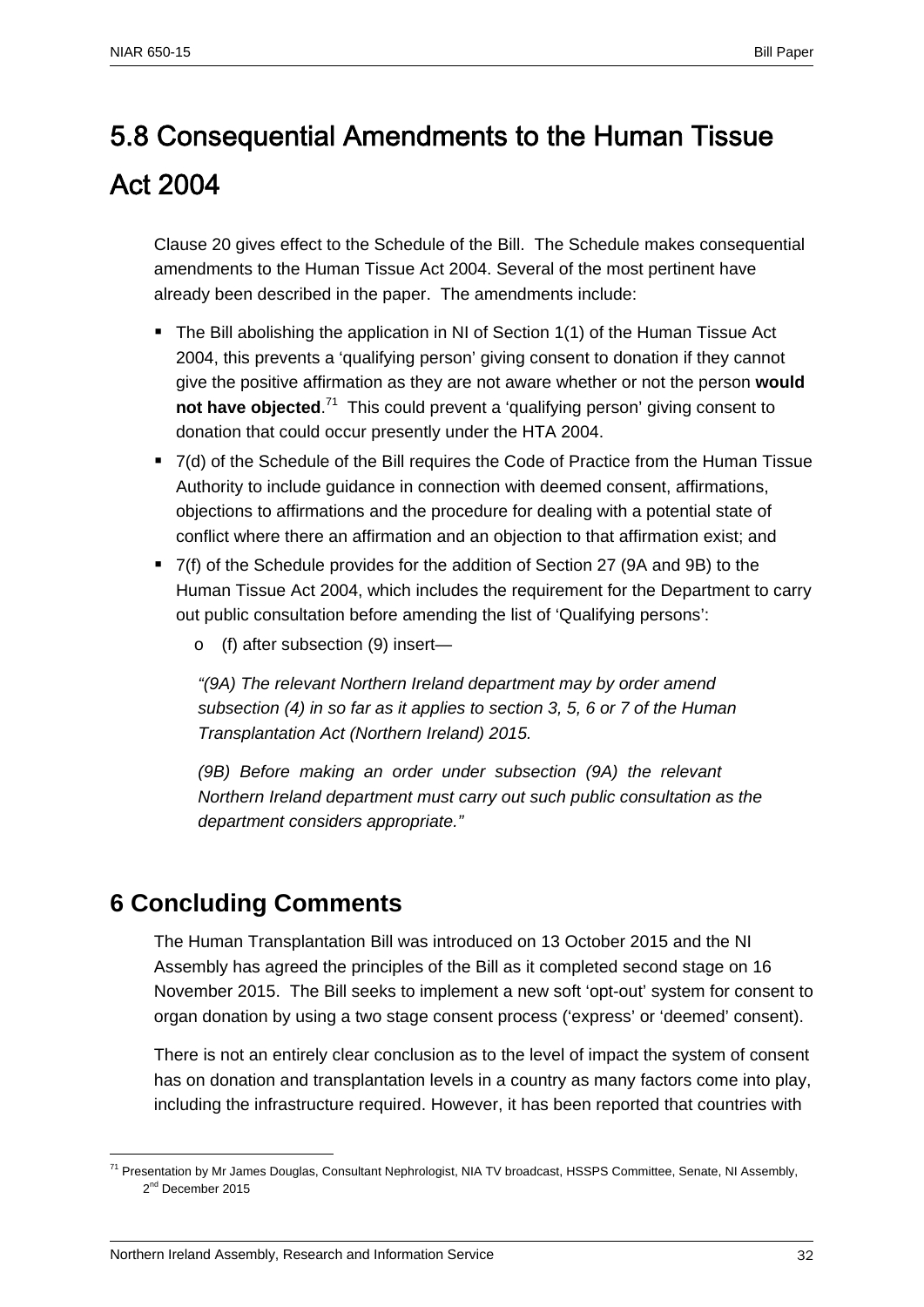# 5.8 Consequential Amendments to the Human Tissue Act 2004

Clause 20 gives effect to the Schedule of the Bill. The Schedule makes consequential amendments to the Human Tissue Act 2004. Several of the most pertinent have already been described in the paper. The amendments include:

- The Bill abolishing the application in NI of Section 1(1) of the Human Tissue Act 2004, this prevents a 'qualifying person' giving consent to donation if they cannot give the positive affirmation as they are not aware whether or not the person **would not have objected**.[71] This could prevent a 'qualifying person' giving consent to donation that could occur presently under the HTA 2004.
- 7(d) of the Schedule of the Bill requires the Code of Practice from the Human Tissue Authority to include guidance in connection with deemed consent, affirmations, objections to affirmations and the procedure for dealing with a potential state of conflict where there an affirmation and an objection to that affirmation exist; and
- 7(f) of the Schedule provides for the addition of Section 27 (9A and 9B) to the Human Tissue Act 2004, which includes the requirement for the Department to carry out public consultation before amending the list of 'Qualifying persons':
    - (f) after subsection (9) insert—

    *"(9A) The relevant Northern Ireland department may by order amend subsection (4) in so far as it applies to section 3, 5, 6 or 7 of the Human Transplantation Act (Northern Ireland) 2015.*

    *(9B) Before making an order under subsection (9A) the relevant Northern Ireland department must carry out such public consultation as the department considers appropriate."*

## 6 Concluding Comments

The Human Transplantation Bill was introduced on 13 October 2015 and the NI Assembly has agreed the principles of the Bill as it completed second stage on 16 November 2015. The Bill seeks to implement a new soft 'opt-out' system for consent to organ donation by using a two stage consent process ('express' or 'deemed' consent).

There is not an entirely clear conclusion as to the level of impact the system of consent has on donation and transplantation levels in a country as many factors come into play, including the infrastructure required. However, it has been reported that countries with

[71] Presentation by Mr James Douglas, Consultant Nephrologist, NIA TV broadcast, HSSPS Committee, Senate, NI Assembly, 2nd December 2015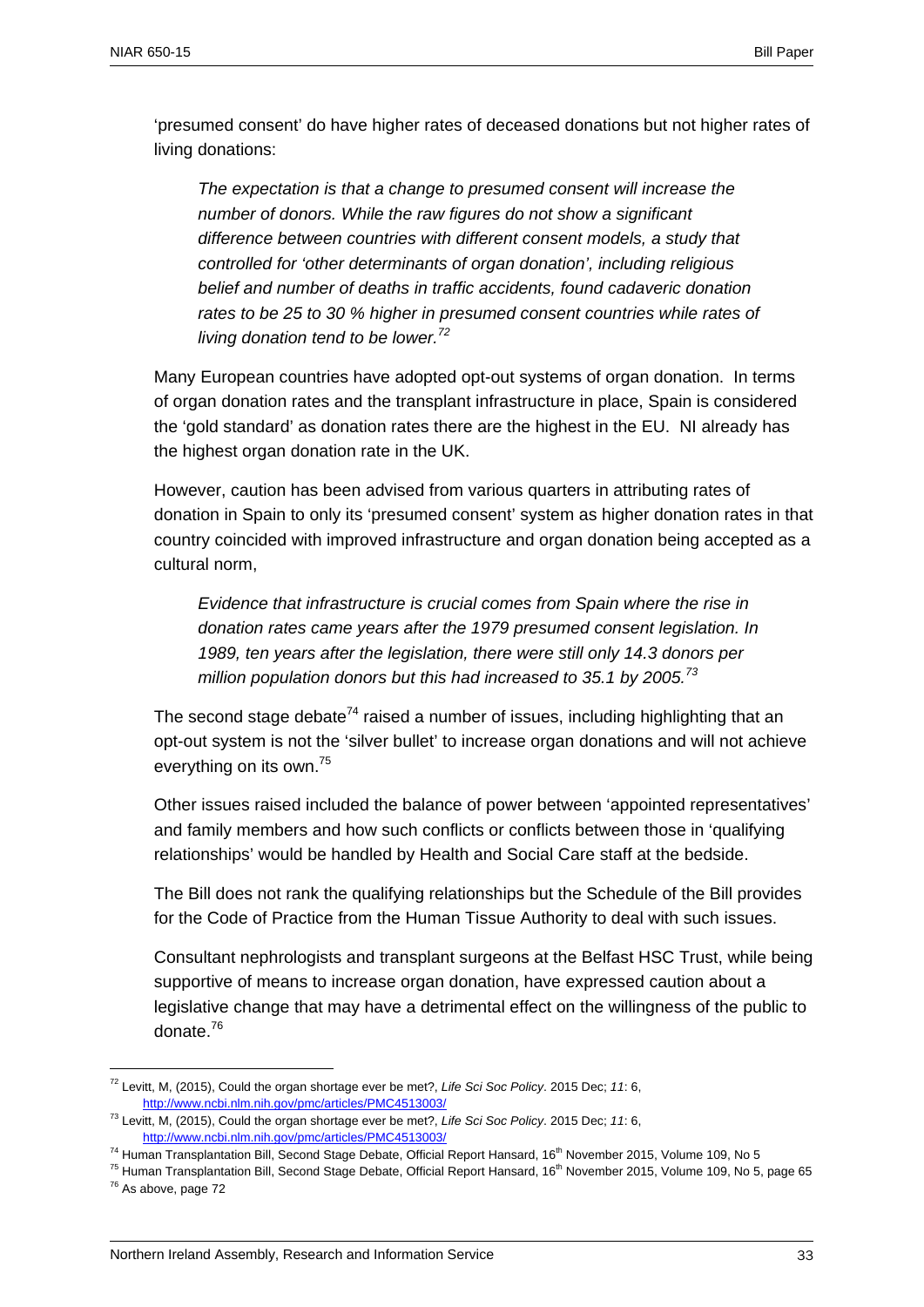'presumed consent' do have higher rates of deceased donations but not higher rates of living donations:

> *The expectation is that a change to presumed consent will increase the number of donors. While the raw figures do not show a significant difference between countries with different consent models, a study that controlled for 'other determinants of organ donation', including religious belief and number of deaths in traffic accidents, found cadaveric donation rates to be 25 to 30 % higher in presumed consent countries while rates of living donation tend to be lower.*[72]

Many European countries have adopted opt-out systems of organ donation. In terms of organ donation rates and the transplant infrastructure in place, Spain is considered the 'gold standard' as donation rates there are the highest in the EU. NI already has the highest organ donation rate in the UK.

However, caution has been advised from various quarters in attributing rates of donation in Spain to only its 'presumed consent' system as higher donation rates in that country coincided with improved infrastructure and organ donation being accepted as a cultural norm,

> *Evidence that infrastructure is crucial comes from Spain where the rise in donation rates came years after the 1979 presumed consent legislation. In 1989, ten years after the legislation, there were still only 14.3 donors per million population donors but this had increased to 35.1 by 2005.*[73]

The second stage debate[74] raised a number of issues, including highlighting that an opt-out system is not the 'silver bullet' to increase organ donations and will not achieve everything on its own.[75]

Other issues raised included the balance of power between 'appointed representatives' and family members and how such conflicts or conflicts between those in 'qualifying relationships' would be handled by Health and Social Care staff at the bedside.

The Bill does not rank the qualifying relationships but the Schedule of the Bill provides for the Code of Practice from the Human Tissue Authority to deal with such issues.

Consultant nephrologists and transplant surgeons at the Belfast HSC Trust, while being supportive of means to increase organ donation, have expressed caution about a legislative change that may have a detrimental effect on the willingness of the public to donate.[76]

---

[72] Levitt, M, (2015), Could the organ shortage ever be met?, *Life Sci Soc Policy*. 2015 Dec; *11*: 6, http://www.ncbi.nlm.nih.gov/pmc/articles/PMC4513003/

[73] Levitt, M, (2015), Could the organ shortage ever be met?, *Life Sci Soc Policy*. 2015 Dec; *11*: 6, http://www.ncbi.nlm.nih.gov/pmc/articles/PMC4513003/

[74] Human Transplantation Bill, Second Stage Debate, Official Report Hansard, 16th November 2015, Volume 109, No 5

[75] Human Transplantation Bill, Second Stage Debate, Official Report Hansard, 16th November 2015, Volume 109, No 5, page 65

[76] As above, page 72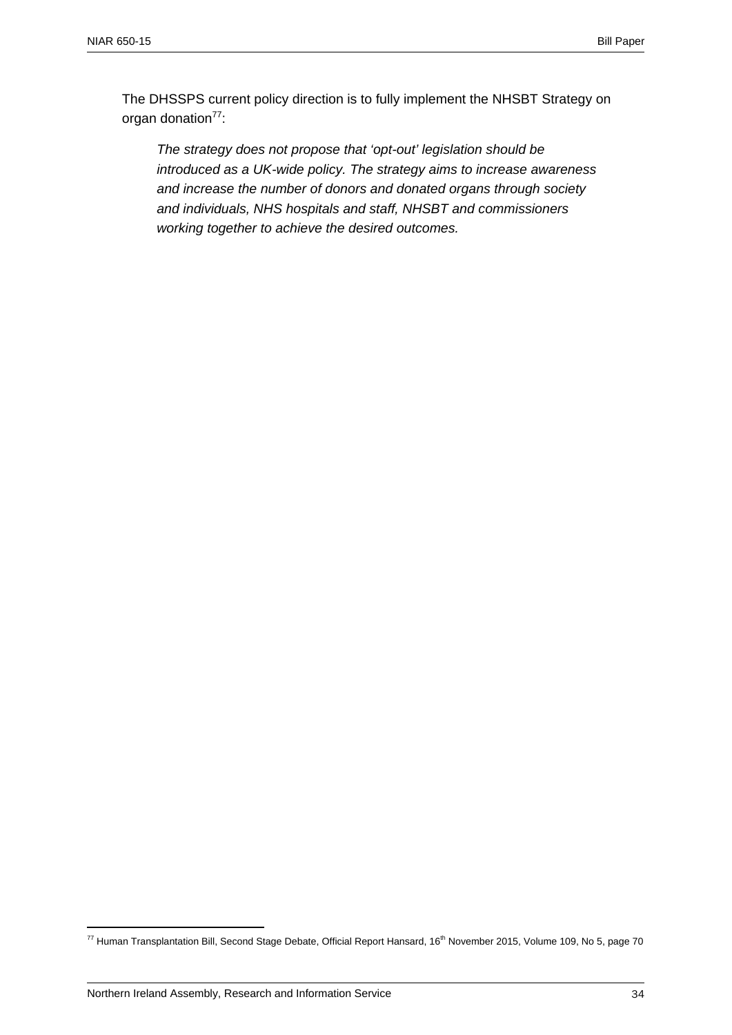The DHSSPS current policy direction is to fully implement the NHSBT Strategy on organ donation[77]:

> *The strategy does not propose that 'opt-out' legislation should be introduced as a UK-wide policy. The strategy aims to increase awareness and increase the number of donors and donated organs through society and individuals, NHS hospitals and staff, NHSBT and commissioners working together to achieve the desired outcomes.*

---

[77] Human Transplantation Bill, Second Stage Debate, Official Report Hansard, 16th November 2015, Volume 109, No 5, page 70